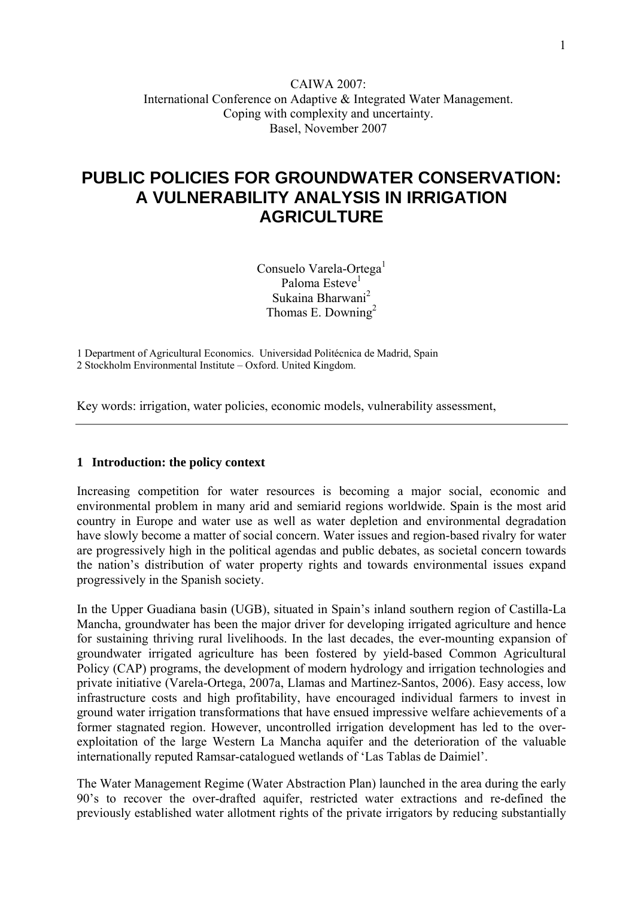CAIWA 2007:
International Conference on Adaptive & Integrated Water Management.
Coping with complexity and uncertainty.
Basel, November 2007

# PUBLIC POLICIES FOR GROUNDWATER CONSERVATION: A VULNERABILITY ANALYSIS IN IRRIGATION AGRICULTURE

Consuelo Varela-Ortega[1]
Paloma Esteve[1]
Sukaina Bharwani[2]
Thomas E. Downing[2]

1 Department of Agricultural Economics. Universidad Politécnica de Madrid, Spain
2 Stockholm Environmental Institute – Oxford. United Kingdom.

Key words: irrigation, water policies, economic models, vulnerability assessment,

---

## 1 Introduction: the policy context

Increasing competition for water resources is becoming a major social, economic and environmental problem in many arid and semiarid regions worldwide. Spain is the most arid country in Europe and water use as well as water depletion and environmental degradation have slowly become a matter of social concern. Water issues and region-based rivalry for water are progressively high in the political agendas and public debates, as societal concern towards the nation's distribution of water property rights and towards environmental issues expand progressively in the Spanish society.

In the Upper Guadiana basin (UGB), situated in Spain's inland southern region of Castilla-La Mancha, groundwater has been the major driver for developing irrigated agriculture and hence for sustaining thriving rural livelihoods. In the last decades, the ever-mounting expansion of groundwater irrigated agriculture has been fostered by yield-based Common Agricultural Policy (CAP) programs, the development of modern hydrology and irrigation technologies and private initiative (Varela-Ortega, 2007a, Llamas and Martinez-Santos, 2006). Easy access, low infrastructure costs and high profitability, have encouraged individual farmers to invest in ground water irrigation transformations that have ensued impressive welfare achievements of a former stagnated region. However, uncontrolled irrigation development has led to the over-exploitation of the large Western La Mancha aquifer and the deterioration of the valuable internationally reputed Ramsar-catalogued wetlands of 'Las Tablas de Daimiel'.

The Water Management Regime (Water Abstraction Plan) launched in the area during the early 90's to recover the over-drafted aquifer, restricted water extractions and re-defined the previously established water allotment rights of the private irrigators by reducing substantially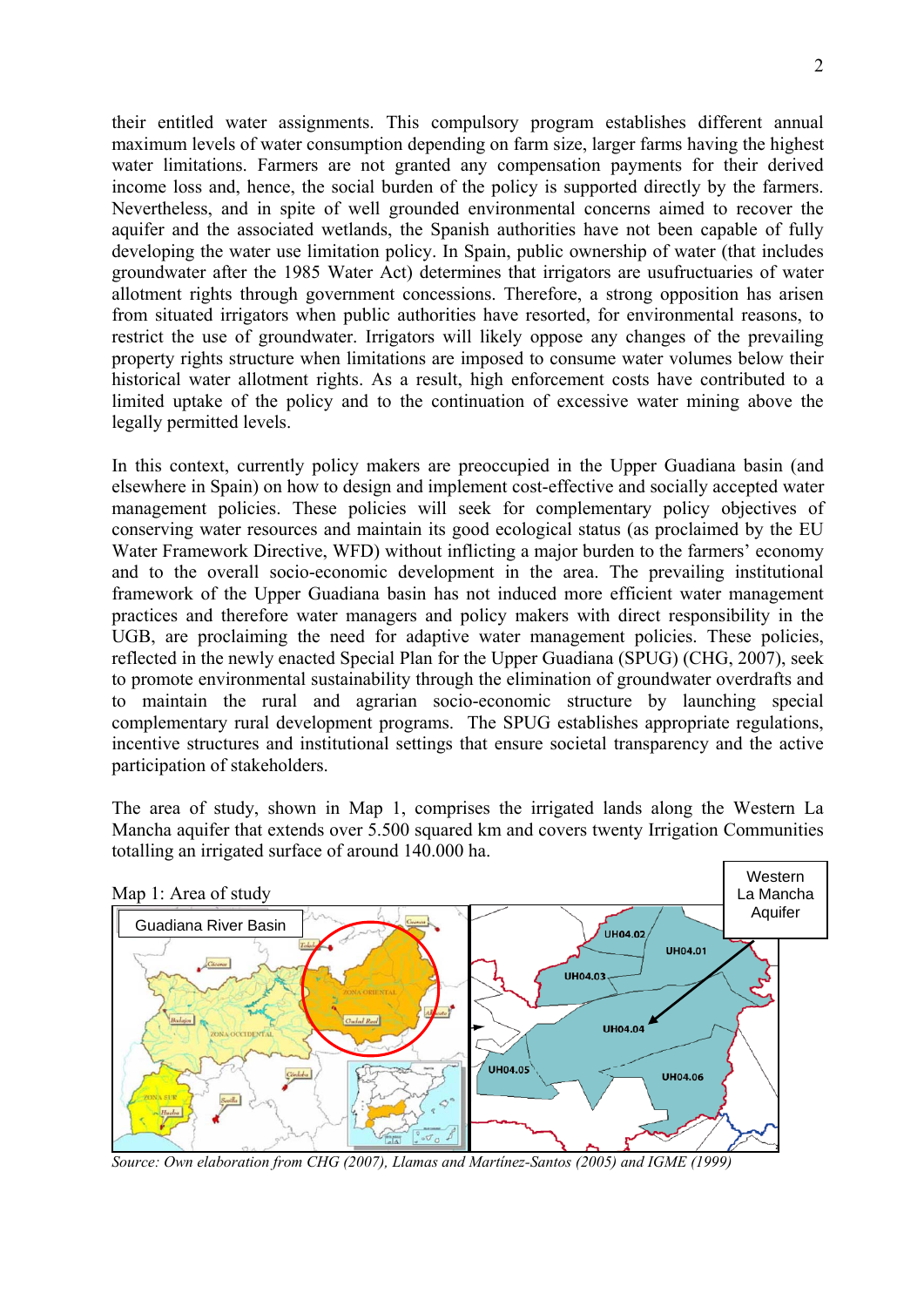their entitled water assignments. This compulsory program establishes different annual maximum levels of water consumption depending on farm size, larger farms having the highest water limitations. Farmers are not granted any compensation payments for their derived income loss and, hence, the social burden of the policy is supported directly by the farmers. Nevertheless, and in spite of well grounded environmental concerns aimed to recover the aquifer and the associated wetlands, the Spanish authorities have not been capable of fully developing the water use limitation policy. In Spain, public ownership of water (that includes groundwater after the 1985 Water Act) determines that irrigators are usufructuaries of water allotment rights through government concessions. Therefore, a strong opposition has arisen from situated irrigators when public authorities have resorted, for environmental reasons, to restrict the use of groundwater. Irrigators will likely oppose any changes of the prevailing property rights structure when limitations are imposed to consume water volumes below their historical water allotment rights. As a result, high enforcement costs have contributed to a limited uptake of the policy and to the continuation of excessive water mining above the legally permitted levels.

In this context, currently policy makers are preoccupied in the Upper Guadiana basin (and elsewhere in Spain) on how to design and implement cost-effective and socially accepted water management policies. These policies will seek for complementary policy objectives of conserving water resources and maintain its good ecological status (as proclaimed by the EU Water Framework Directive, WFD) without inflicting a major burden to the farmers' economy and to the overall socio-economic development in the area. The prevailing institutional framework of the Upper Guadiana basin has not induced more efficient water management practices and therefore water managers and policy makers with direct responsibility in the UGB, are proclaiming the need for adaptive water management policies. These policies, reflected in the newly enacted Special Plan for the Upper Guadiana (SPUG) (CHG, 2007), seek to promote environmental sustainability through the elimination of groundwater overdrafts and to maintain the rural and agrarian socio-economic structure by launching special complementary rural development programs. The SPUG establishes appropriate regulations, incentive structures and institutional settings that ensure societal transparency and the active participation of stakeholders.

The area of study, shown in Map 1, comprises the irrigated lands along the Western La Mancha aquifer that extends over 5.500 squared km and covers twenty Irrigation Communities totalling an irrigated surface of around 140.000 ha.

Map 1: Area of study

*Source: Own elaboration from CHG (2007), Llamas and Martínez-Santos (2005) and IGME (1999)*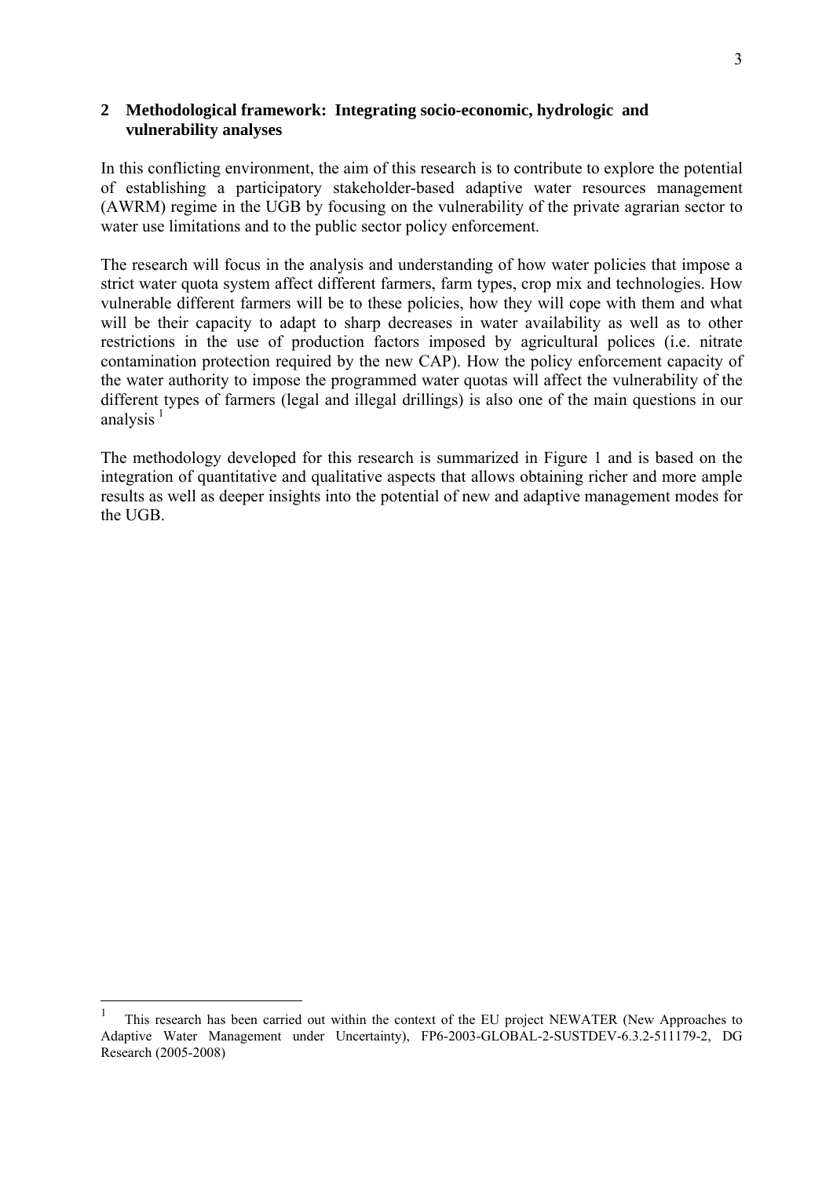## 2 Methodological framework: Integrating socio-economic, hydrologic and vulnerability analyses

In this conflicting environment, the aim of this research is to contribute to explore the potential of establishing a participatory stakeholder-based adaptive water resources management (AWRM) regime in the UGB by focusing on the vulnerability of the private agrarian sector to water use limitations and to the public sector policy enforcement.

The research will focus in the analysis and understanding of how water policies that impose a strict water quota system affect different farmers, farm types, crop mix and technologies. How vulnerable different farmers will be to these policies, how they will cope with them and what will be their capacity to adapt to sharp decreases in water availability as well as to other restrictions in the use of production factors imposed by agricultural polices (i.e. nitrate contamination protection required by the new CAP). How the policy enforcement capacity of the water authority to impose the programmed water quotas will affect the vulnerability of the different types of farmers (legal and illegal drillings) is also one of the main questions in our analysis [1]

The methodology developed for this research is summarized in Figure 1 and is based on the integration of quantitative and qualitative aspects that allows obtaining richer and more ample results as well as deeper insights into the potential of new and adaptive management modes for the UGB.

---

[1] This research has been carried out within the context of the EU project NEWATER (New Approaches to Adaptive Water Management under Uncertainty), FP6-2003-GLOBAL-2-SUSTDEV-6.3.2-511179-2, DG Research (2005-2008)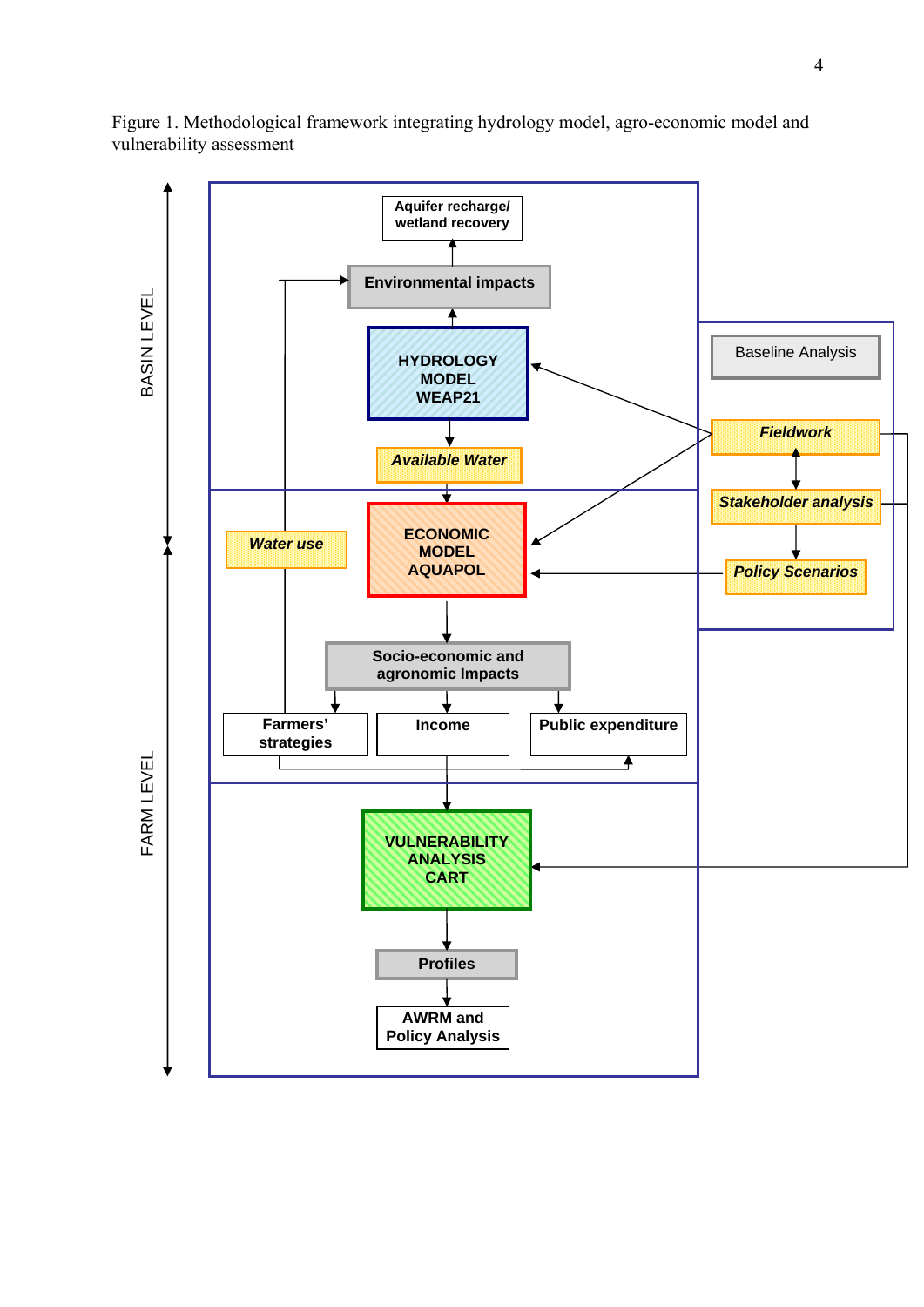Figure 1. Methodological framework integrating hydrology model, agro-economic model and vulnerability assessment

BASIN LEVEL

Aquifer recharge/ wetland recovery

Environmental impacts

HYDROLOGY MODEL WEAP21

*Available Water*

FARM LEVEL

*Water use*

ECONOMIC MODEL AQUAPOL

Socio-economic and agronomic Impacts

Farmers' strategies

Income

Public expenditure

VULNERABILITY ANALYSIS CART

Profiles

AWRM and Policy Analysis

Baseline Analysis

*Fieldwork*

*Stakeholder analysis*

*Policy Scenarios*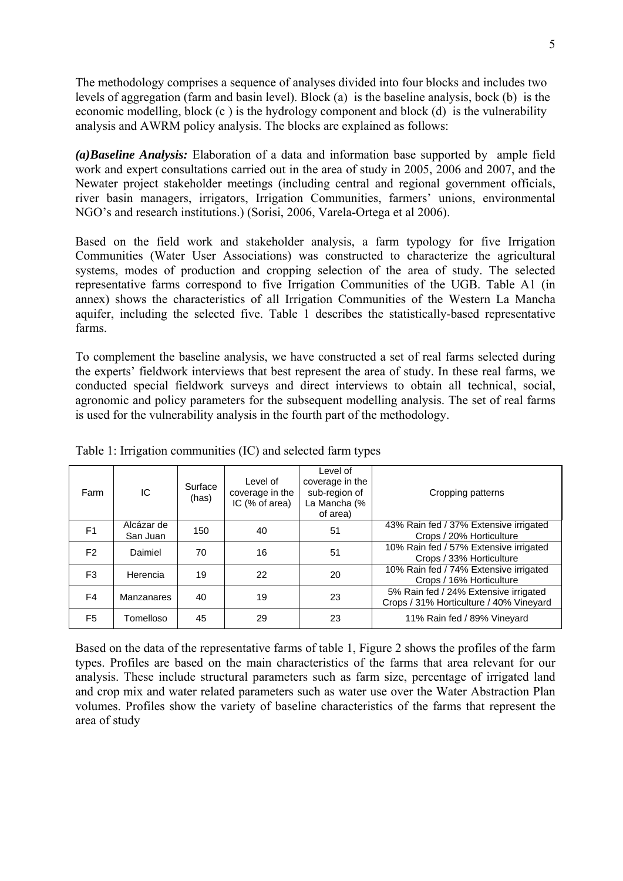The methodology comprises a sequence of analyses divided into four blocks and includes two levels of aggregation (farm and basin level). Block (a) is the baseline analysis, bock (b) is the economic modelling, block (c ) is the hydrology component and block (d) is the vulnerability analysis and AWRM policy analysis. The blocks are explained as follows:

***(a)Baseline Analysis:*** Elaboration of a data and information base supported by ample field work and expert consultations carried out in the area of study in 2005, 2006 and 2007, and the Newater project stakeholder meetings (including central and regional government officials, river basin managers, irrigators, Irrigation Communities, farmers' unions, environmental NGO's and research institutions.) (Sorisi, 2006, Varela-Ortega et al 2006).

Based on the field work and stakeholder analysis, a farm typology for five Irrigation Communities (Water User Associations) was constructed to characterize the agricultural systems, modes of production and cropping selection of the area of study. The selected representative farms correspond to five Irrigation Communities of the UGB. Table A1 (in annex) shows the characteristics of all Irrigation Communities of the Western La Mancha aquifer, including the selected five. Table 1 describes the statistically-based representative farms.

To complement the baseline analysis, we have constructed a set of real farms selected during the experts' fieldwork interviews that best represent the area of study. In these real farms, we conducted special fieldwork surveys and direct interviews to obtain all technical, social, agronomic and policy parameters for the subsequent modelling analysis. The set of real farms is used for the vulnerability analysis in the fourth part of the methodology.

Table 1: Irrigation communities (IC) and selected farm types

| Farm | IC | Surface (has) | Level of coverage in the IC (% of area) | Level of coverage in the sub-region of La Mancha (% of area) | Cropping patterns |
|---|---|---|---|---|---|
| F1 | Alcázar de San Juan | 150 | 40 | 51 | 43% Rain fed / 37% Extensive irrigated Crops / 20% Horticulture |
| F2 | Daimiel | 70 | 16 | 51 | 10% Rain fed / 57% Extensive irrigated Crops / 33% Horticulture |
| F3 | Herencia | 19 | 22 | 20 | 10% Rain fed / 74% Extensive irrigated Crops / 16% Horticulture |
| F4 | Manzanares | 40 | 19 | 23 | 5% Rain fed / 24% Extensive irrigated Crops / 31% Horticulture / 40% Vineyard |
| F5 | Tomelloso | 45 | 29 | 23 | 11% Rain fed / 89% Vineyard |

Based on the data of the representative farms of table 1, Figure 2 shows the profiles of the farm types. Profiles are based on the main characteristics of the farms that area relevant for our analysis. These include structural parameters such as farm size, percentage of irrigated land and crop mix and water related parameters such as water use over the Water Abstraction Plan volumes. Profiles show the variety of baseline characteristics of the farms that represent the area of study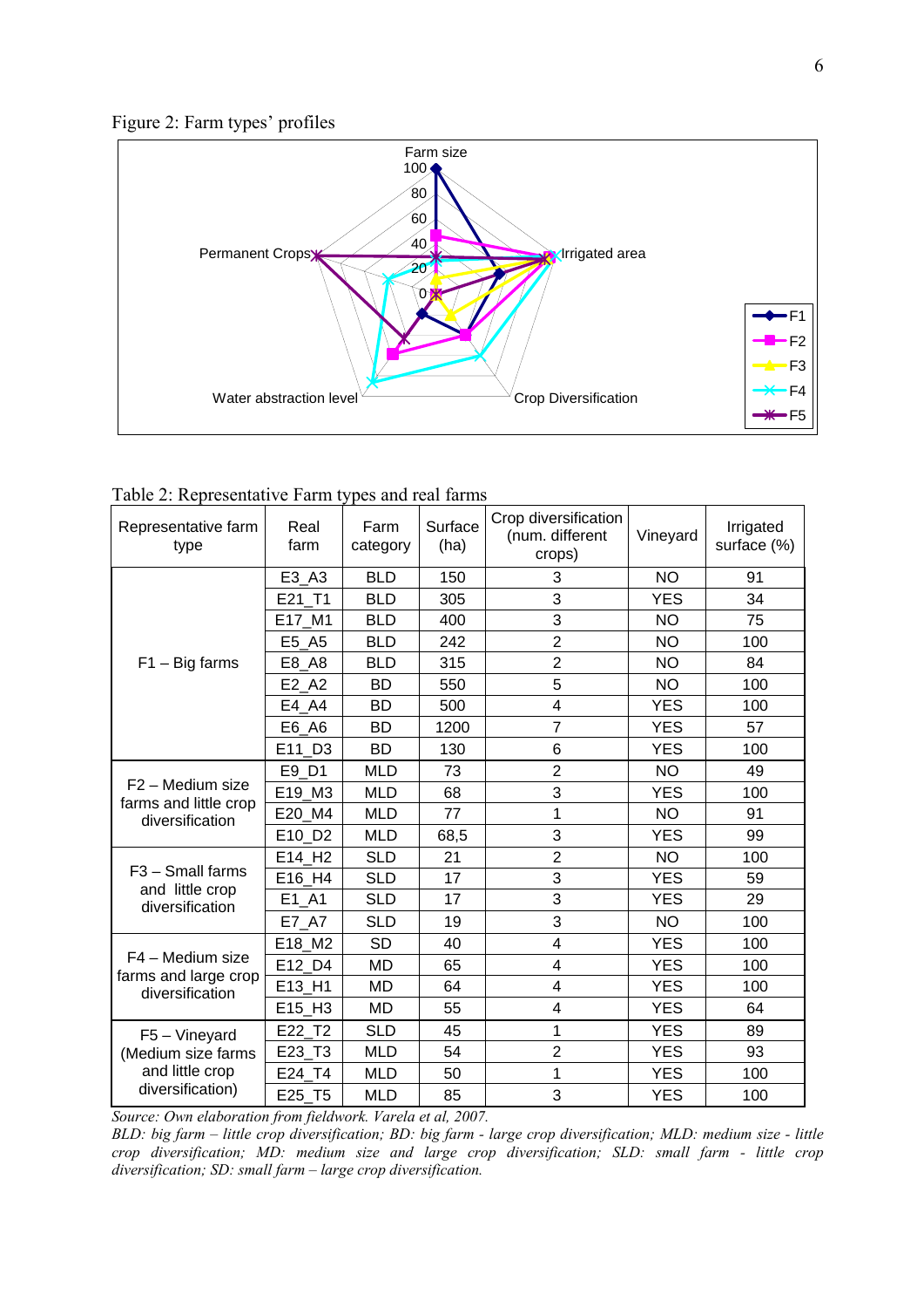Figure 2: Farm types' profiles

Table 2: Representative Farm types and real farms

| Representative farm type | Real farm | Farm category | Surface (ha) | Crop diversification (num. different crops) | Vineyard | Irrigated surface (%) |
|---|---|---|---|---|---|---|
| F1 – Big farms | E3_A3 | BLD | 150 | 3 | NO | 91 |
| | E21_T1 | BLD | 305 | 3 | YES | 34 |
| | E17_M1 | BLD | 400 | 3 | NO | 75 |
| | E5_A5 | BLD | 242 | 2 | NO | 100 |
| | E8_A8 | BLD | 315 | 2 | NO | 84 |
| | E2_A2 | BD | 550 | 5 | NO | 100 |
| | E4_A4 | BD | 500 | 4 | YES | 100 |
| | E6_A6 | BD | 1200 | 7 | YES | 57 |
| | E11_D3 | BD | 130 | 6 | YES | 100 |
| F2 – Medium size farms and little crop diversification | E9_D1 | MLD | 73 | 2 | NO | 49 |
| | E19_M3 | MLD | 68 | 3 | YES | 100 |
| | E20_M4 | MLD | 77 | 1 | NO | 91 |
| | E10_D2 | MLD | 68,5 | 3 | YES | 99 |
| F3 – Small farms and little crop diversification | E14_H2 | SLD | 21 | 2 | NO | 100 |
| | E16_H4 | SLD | 17 | 3 | YES | 59 |
| | E1_A1 | SLD | 17 | 3 | YES | 29 |
| | E7_A7 | SLD | 19 | 3 | NO | 100 |
| F4 – Medium size farms and large crop diversification | E18_M2 | SD | 40 | 4 | YES | 100 |
| | E12_D4 | MD | 65 | 4 | YES | 100 |
| | E13_H1 | MD | 64 | 4 | YES | 100 |
| | E15_H3 | MD | 55 | 4 | YES | 64 |
| F5 – Vineyard (Medium size farms and little crop diversification) | E22_T2 | SLD | 45 | 1 | YES | 89 |
| | E23_T3 | MLD | 54 | 2 | YES | 93 |
| | E24_T4 | MLD | 50 | 1 | YES | 100 |
| | E25_T5 | MLD | 85 | 3 | YES | 100 |

*Source: Own elaboration from fieldwork. Varela et al, 2007.*

*BLD: big farm – little crop diversification; BD: big farm - large crop diversification; MLD: medium size - little crop diversification; MD: medium size and large crop diversification; SLD: small farm - little crop diversification; SD: small farm – large crop diversification.*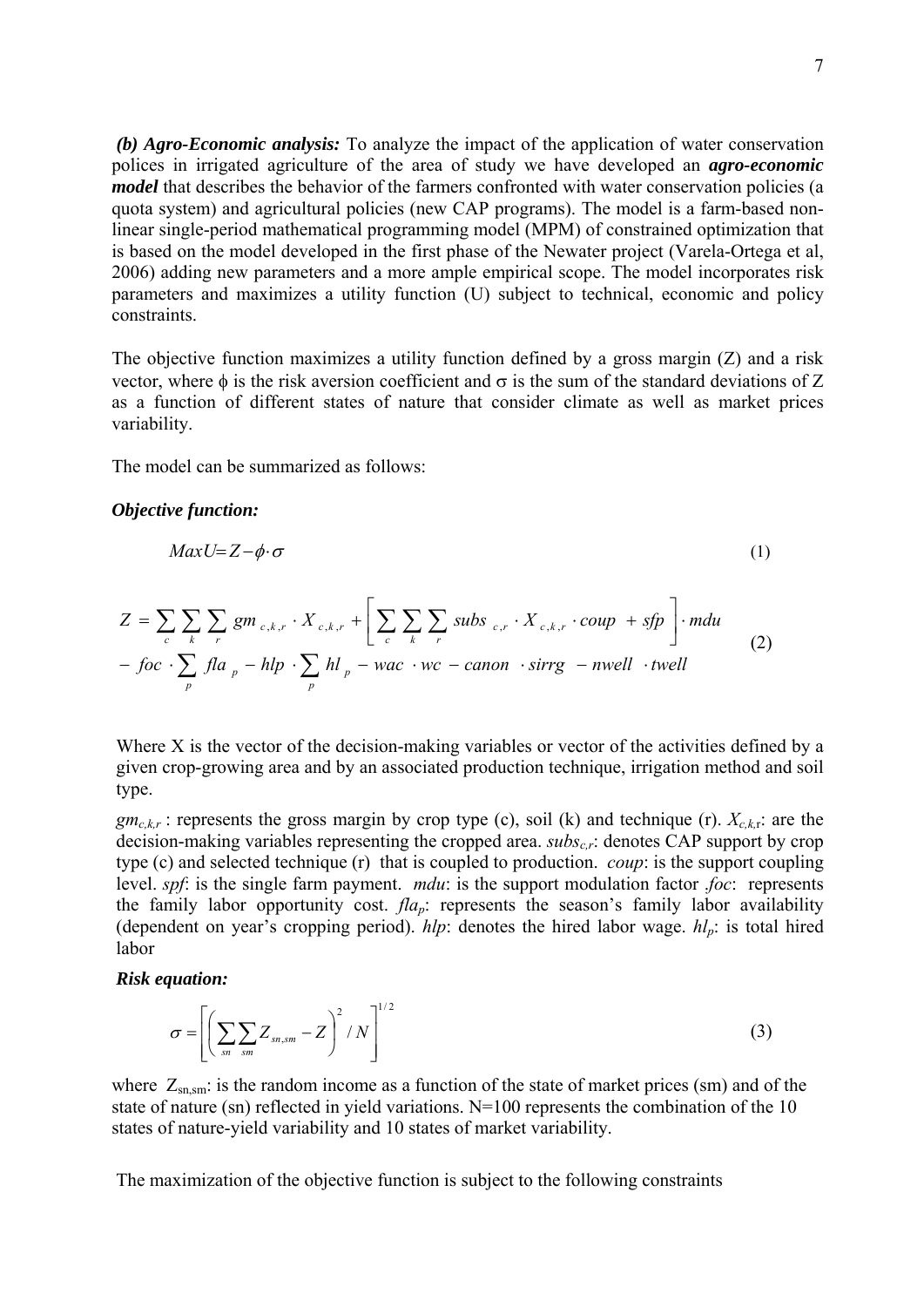**(b) Agro-Economic analysis:** To analyze the impact of the application of water conservation polices in irrigated agriculture of the area of study we have developed an ***agro-economic model*** that describes the behavior of the farmers confronted with water conservation policies (a quota system) and agricultural policies (new CAP programs). The model is a farm-based non-linear single-period mathematical programming model (MPM) of constrained optimization that is based on the model developed in the first phase of the Newater project (Varela-Ortega et al, 2006) adding new parameters and a more ample empirical scope. The model incorporates risk parameters and maximizes a utility function (U) subject to technical, economic and policy constraints.

The objective function maximizes a utility function defined by a gross margin (Z) and a risk vector, where $\phi$ is the risk aversion coefficient and $\sigma$ is the sum of the standard deviations of Z as a function of different states of nature that consider climate as well as market prices variability.

The model can be summarized as follows:

***Objective function:***

$$MaxU = Z - \phi \cdot \sigma \tag{1}$$

$$\begin{aligned} Z = & \sum_{c} \sum_{k} \sum_{r} gm_{c,k,r} \cdot X_{c,k,r} + \left[ \sum_{c} \sum_{k} \sum_{r} subs_{c,r} \cdot X_{c,k,r} \cdot coup + sfp \right] \cdot mdu \\ & - foc \cdot \sum_{p} fla_{p} - hlp \cdot \sum_{p} hl_{p} - wac \cdot wc - canon \cdot sirrg - nwell \cdot twell \end{aligned} \tag{2}$$

Where X is the vector of the decision-making variables or vector of the activities defined by a given crop-growing area and by an associated production technique, irrigation method and soil type.

$gm_{c,k,r}$ : represents the gross margin by crop type (c), soil (k) and technique (r). $X_{c,k,r}$: are the decision-making variables representing the cropped area. $subs_{c,r}$: denotes CAP support by crop type (c) and selected technique (r) that is coupled to production. *coup*: is the support coupling level. *spf*: is the single farm payment. *mdu*: is the support modulation factor .*foc*: represents the family labor opportunity cost. $fla_p$: represents the season's family labor availability (dependent on year's cropping period). *hlp*: denotes the hired labor wage. $hl_p$: is total hired labor

***Risk equation:***

$$\sigma = \left[ \left( \sum_{sn} \sum_{sm} Z_{sn,sm} - Z \right)^{2} / N \right]^{1/2} \tag{3}$$

where $Z_{sn,sm}$: is the random income as a function of the state of market prices (sm) and of the state of nature (sn) reflected in yield variations. N=100 represents the combination of the 10 states of nature-yield variability and 10 states of market variability.

The maximization of the objective function is subject to the following constraints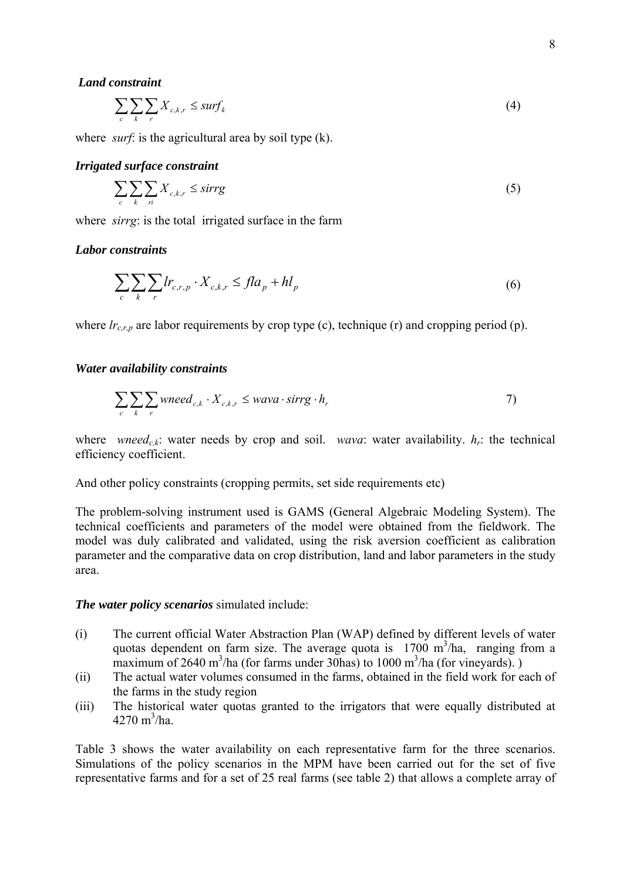***Land constraint***

$$\sum_{c}\sum_{k}\sum_{r} X_{c,k,r} \leq surf_k \tag{4}$$

where *surf*: is the agricultural area by soil type (k).

***Irrigated surface constraint***

$$\sum_{c}\sum_{k}\sum_{ri} X_{c,k,r} \leq sirrg \tag{5}$$

where *sirrg*: is the total irrigated surface in the farm

***Labor constraints***

$$\sum_{c}\sum_{k}\sum_{r} lr_{c,r,p} \cdot X_{c,k,r} \leq fla_p + hl_p \tag{6}$$

where $lr_{c,r,p}$ are labor requirements by crop type (c), technique (r) and cropping period (p).

***Water availability constraints***

$$\sum_{c}\sum_{k}\sum_{r} wneed_{c,k} \cdot X_{c,k,r} \leq wava \cdot sirrg \cdot h_r \qquad 7)$$

where $wneed_{c,k}$: water needs by crop and soil. *wava*: water availability. $h_r$: the technical efficiency coefficient.

And other policy constraints (cropping permits, set side requirements etc)

The problem-solving instrument used is GAMS (General Algebraic Modeling System). The technical coefficients and parameters of the model were obtained from the fieldwork. The model was duly calibrated and validated, using the risk aversion coefficient as calibration parameter and the comparative data on crop distribution, land and labor parameters in the study area.

***The water policy scenarios*** simulated include:

(i) The current official Water Abstraction Plan (WAP) defined by different levels of water quotas dependent on farm size. The average quota is 1700 $m^3$/ha, ranging from a maximum of 2640 $m^3$/ha (for farms under 30has) to 1000 $m^3$/ha (for vineyards). )

(ii) The actual water volumes consumed in the farms, obtained in the field work for each of the farms in the study region

(iii) The historical water quotas granted to the irrigators that were equally distributed at 4270 $m^3$/ha.

Table 3 shows the water availability on each representative farm for the three scenarios. Simulations of the policy scenarios in the MPM have been carried out for the set of five representative farms and for a set of 25 real farms (see table 2) that allows a complete array of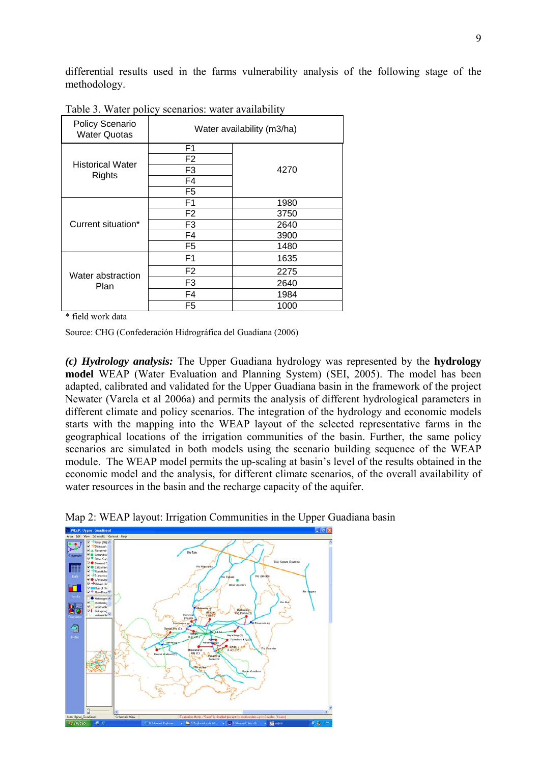differential results used in the farms vulnerability analysis of the following stage of the methodology.

Table 3. Water policy scenarios: water availability

| Policy Scenario Water Quotas | | Water availability (m3/ha) |
|---|---|---|
| Historical Water Rights | F1 | 4270 |
| | F2 | |
| | F3 | |
| | F4 | |
| | F5 | |
| Current situation* | F1 | 1980 |
| | F2 | 3750 |
| | F3 | 2640 |
| | F4 | 3900 |
| | F5 | 1480 |
| Water abstraction Plan | F1 | 1635 |
| | F2 | 2275 |
| | F3 | 2640 |
| | F4 | 1984 |
| | F5 | 1000 |

\* field work data

Source: CHG (Confederación Hidrográfica del Guadiana (2006)

***(c) Hydrology analysis:*** The Upper Guadiana hydrology was represented by the **hydrology model** WEAP (Water Evaluation and Planning System) (SEI, 2005). The model has been adapted, calibrated and validated for the Upper Guadiana basin in the framework of the project Newater (Varela et al 2006a) and permits the analysis of different hydrological parameters in different climate and policy scenarios. The integration of the hydrology and economic models starts with the mapping into the WEAP layout of the selected representative farms in the geographical locations of the irrigation communities of the basin. Further, the same policy scenarios are simulated in both models using the scenario building sequence of the WEAP module. The WEAP model permits the up-scaling at basin's level of the results obtained in the economic model and the analysis, for different climate scenarios, of the overall availability of water resources in the basin and the recharge capacity of the aquifer.

Map 2: WEAP layout: Irrigation Communities in the Upper Guadiana basin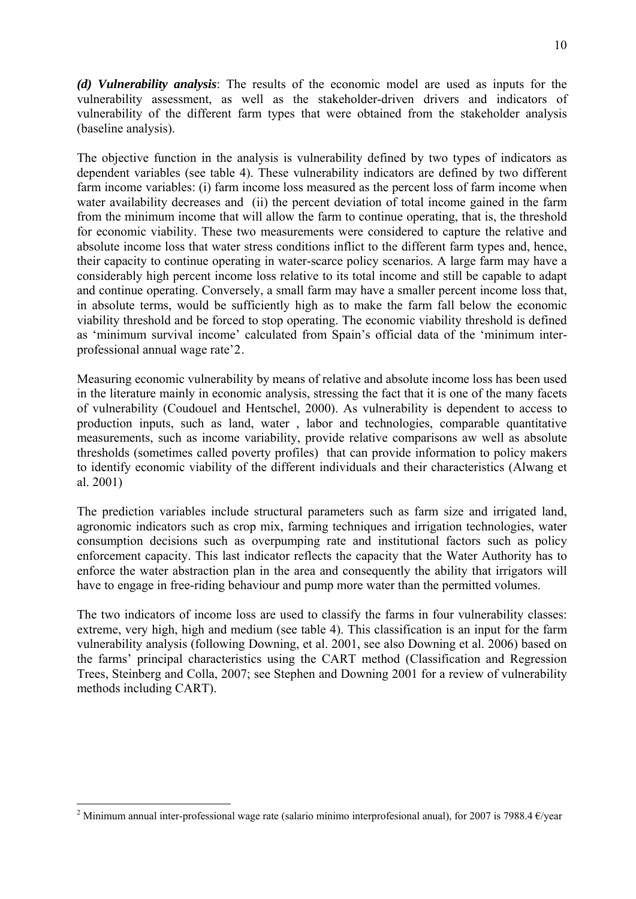***(d) Vulnerability analysis***: The results of the economic model are used as inputs for the vulnerability assessment, as well as the stakeholder-driven drivers and indicators of vulnerability of the different farm types that were obtained from the stakeholder analysis (baseline analysis).

The objective function in the analysis is vulnerability defined by two types of indicators as dependent variables (see table 4). These vulnerability indicators are defined by two different farm income variables: (i) farm income loss measured as the percent loss of farm income when water availability decreases and (ii) the percent deviation of total income gained in the farm from the minimum income that will allow the farm to continue operating, that is, the threshold for economic viability. These two measurements were considered to capture the relative and absolute income loss that water stress conditions inflict to the different farm types and, hence, their capacity to continue operating in water-scarce policy scenarios. A large farm may have a considerably high percent income loss relative to its total income and still be capable to adapt and continue operating. Conversely, a small farm may have a smaller percent income loss that, in absolute terms, would be sufficiently high as to make the farm fall below the economic viability threshold and be forced to stop operating. The economic viability threshold is defined as 'minimum survival income' calculated from Spain's official data of the 'minimum inter-professional annual wage rate'[2].

Measuring economic vulnerability by means of relative and absolute income loss has been used in the literature mainly in economic analysis, stressing the fact that it is one of the many facets of vulnerability (Coudouel and Hentschel, 2000). As vulnerability is dependent to access to production inputs, such as land, water , labor and technologies, comparable quantitative measurements, such as income variability, provide relative comparisons aw well as absolute thresholds (sometimes called poverty profiles) that can provide information to policy makers to identify economic viability of the different individuals and their characteristics (Alwang et al. 2001)

The prediction variables include structural parameters such as farm size and irrigated land, agronomic indicators such as crop mix, farming techniques and irrigation technologies, water consumption decisions such as overpumping rate and institutional factors such as policy enforcement capacity. This last indicator reflects the capacity that the Water Authority has to enforce the water abstraction plan in the area and consequently the ability that irrigators will have to engage in free-riding behaviour and pump more water than the permitted volumes.

The two indicators of income loss are used to classify the farms in four vulnerability classes: extreme, very high, high and medium (see table 4). This classification is an input for the farm vulnerability analysis (following Downing, et al. 2001, see also Downing et al. 2006) based on the farms' principal characteristics using the CART method (Classification and Regression Trees, Steinberg and Colla, 2007; see Stephen and Downing 2001 for a review of vulnerability methods including CART).

---

[2] Minimum annual inter-professional wage rate (salario mínimo interprofesional anual), for 2007 is 7988.4 €/year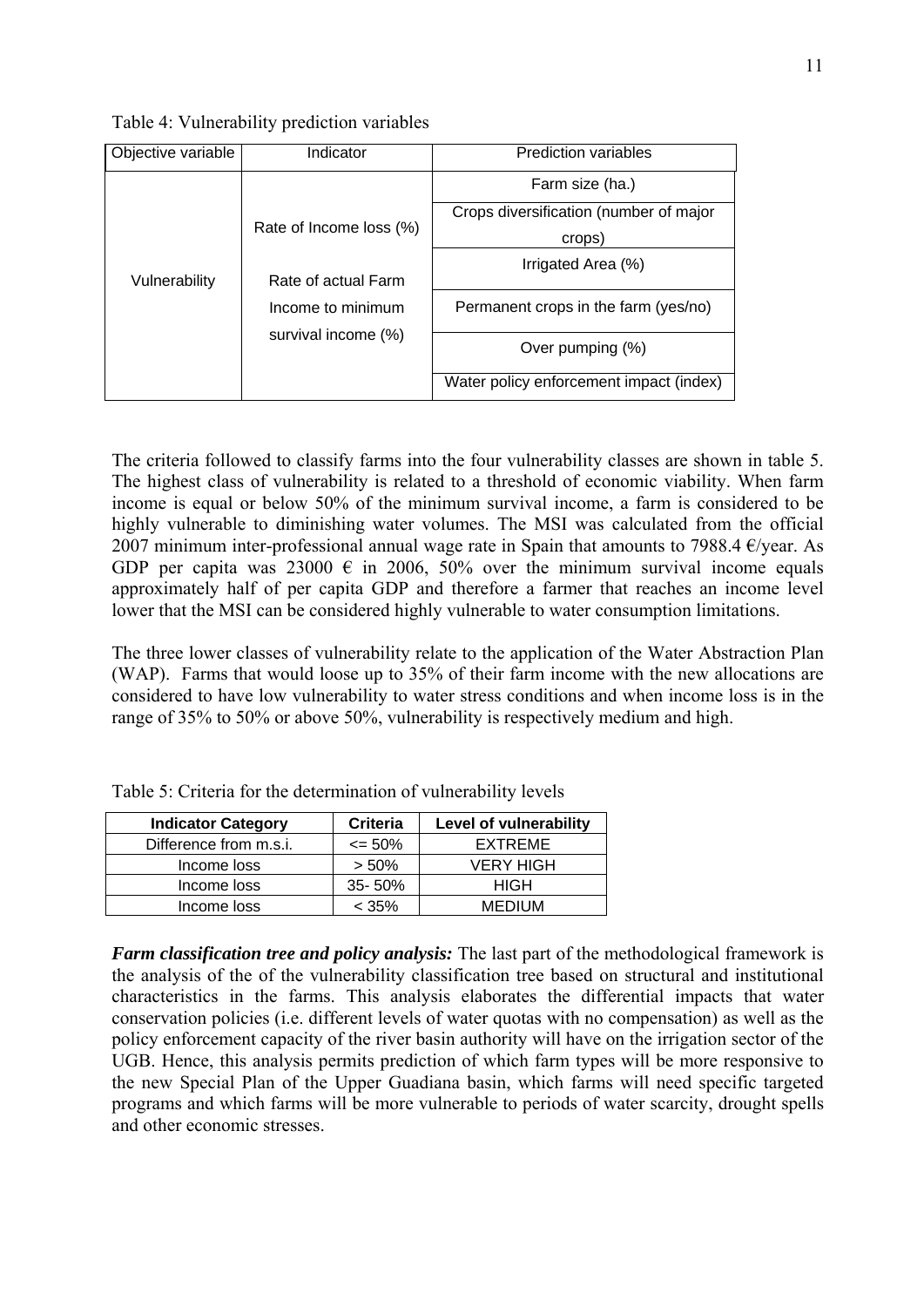Table 4: Vulnerability prediction variables

| Objective variable | Indicator | Prediction variables |
| --- | --- | --- |
| Vulnerability | Rate of Income loss (%)<br><br>Rate of actual Farm Income to minimum survival income (%) | Farm size (ha.) |
| | | Crops diversification (number of major crops) |
| | | Irrigated Area (%) |
| | | Permanent crops in the farm (yes/no) |
| | | Over pumping (%) |
| | | Water policy enforcement impact (index) |

The criteria followed to classify farms into the four vulnerability classes are shown in table 5. The highest class of vulnerability is related to a threshold of economic viability. When farm income is equal or below 50% of the minimum survival income, a farm is considered to be highly vulnerable to diminishing water volumes. The MSI was calculated from the official 2007 minimum inter-professional annual wage rate in Spain that amounts to 7988.4 €/year. As GDP per capita was 23000 € in 2006, 50% over the minimum survival income equals approximately half of per capita GDP and therefore a farmer that reaches an income level lower that the MSI can be considered highly vulnerable to water consumption limitations.

The three lower classes of vulnerability relate to the application of the Water Abstraction Plan (WAP). Farms that would loose up to 35% of their farm income with the new allocations are considered to have low vulnerability to water stress conditions and when income loss is in the range of 35% to 50% or above 50%, vulnerability is respectively medium and high.

Table 5: Criteria for the determination of vulnerability levels

| Indicator Category | Criteria | Level of vulnerability |
| --- | --- | --- |
| Difference from m.s.i. | <= 50% | EXTREME |
| Income loss | > 50% | VERY HIGH |
| Income loss | 35- 50% | HIGH |
| Income loss | < 35% | MEDIUM |

***Farm classification tree and policy analysis:*** The last part of the methodological framework is the analysis of the of the vulnerability classification tree based on structural and institutional characteristics in the farms. This analysis elaborates the differential impacts that water conservation policies (i.e. different levels of water quotas with no compensation) as well as the policy enforcement capacity of the river basin authority will have on the irrigation sector of the UGB. Hence, this analysis permits prediction of which farm types will be more responsive to the new Special Plan of the Upper Guadiana basin, which farms will need specific targeted programs and which farms will be more vulnerable to periods of water scarcity, drought spells and other economic stresses.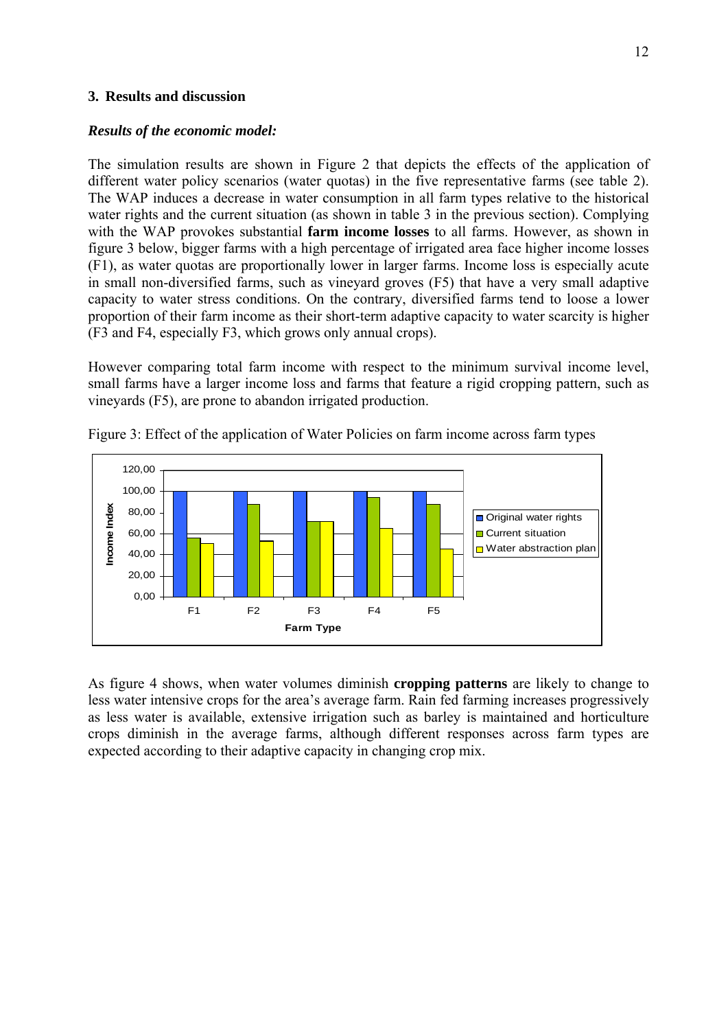## 3. Results and discussion

### *Results of the economic model:*

The simulation results are shown in Figure 2 that depicts the effects of the application of different water policy scenarios (water quotas) in the five representative farms (see table 2). The WAP induces a decrease in water consumption in all farm types relative to the historical water rights and the current situation (as shown in table 3 in the previous section). Complying with the WAP provokes substantial **farm income losses** to all farms. However, as shown in figure 3 below, bigger farms with a high percentage of irrigated area face higher income losses (F1), as water quotas are proportionally lower in larger farms. Income loss is especially acute in small non-diversified farms, such as vineyard groves (F5) that have a very small adaptive capacity to water stress conditions. On the contrary, diversified farms tend to loose a lower proportion of their farm income as their short-term adaptive capacity to water scarcity is higher (F3 and F4, especially F3, which grows only annual crops).

However comparing total farm income with respect to the minimum survival income level, small farms have a larger income loss and farms that feature a rigid cropping pattern, such as vineyards (F5), are prone to abandon irrigated production.

Figure 3: Effect of the application of Water Policies on farm income across farm types

As figure 4 shows, when water volumes diminish **cropping patterns** are likely to change to less water intensive crops for the area's average farm. Rain fed farming increases progressively as less water is available, extensive irrigation such as barley is maintained and horticulture crops diminish in the average farms, although different responses across farm types are expected according to their adaptive capacity in changing crop mix.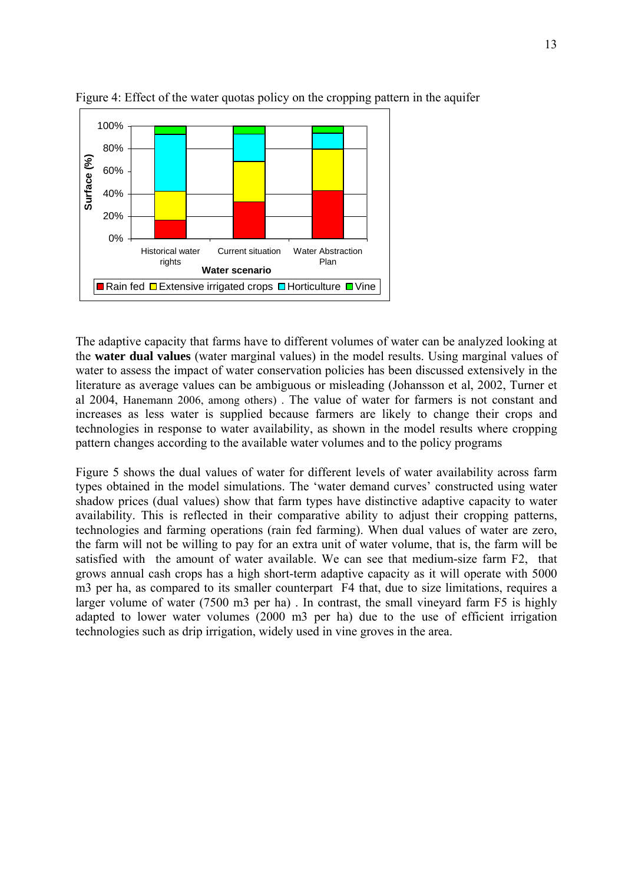Figure 4: Effect of the water quotas policy on the cropping pattern in the aquifer

The adaptive capacity that farms have to different volumes of water can be analyzed looking at the **water dual values** (water marginal values) in the model results. Using marginal values of water to assess the impact of water conservation policies has been discussed extensively in the literature as average values can be ambiguous or misleading (Johansson et al, 2002, Turner et al 2004, Hanemann 2006, among others) . The value of water for farmers is not constant and increases as less water is supplied because farmers are likely to change their crops and technologies in response to water availability, as shown in the model results where cropping pattern changes according to the available water volumes and to the policy programs

Figure 5 shows the dual values of water for different levels of water availability across farm types obtained in the model simulations. The 'water demand curves' constructed using water shadow prices (dual values) show that farm types have distinctive adaptive capacity to water availability. This is reflected in their comparative ability to adjust their cropping patterns, technologies and farming operations (rain fed farming). When dual values of water are zero, the farm will not be willing to pay for an extra unit of water volume, that is, the farm will be satisfied with the amount of water available. We can see that medium-size farm F2, that grows annual cash crops has a high short-term adaptive capacity as it will operate with 5000 m3 per ha, as compared to its smaller counterpart F4 that, due to size limitations, requires a larger volume of water (7500 m3 per ha) . In contrast, the small vineyard farm F5 is highly adapted to lower water volumes (2000 m3 per ha) due to the use of efficient irrigation technologies such as drip irrigation, widely used in vine groves in the area.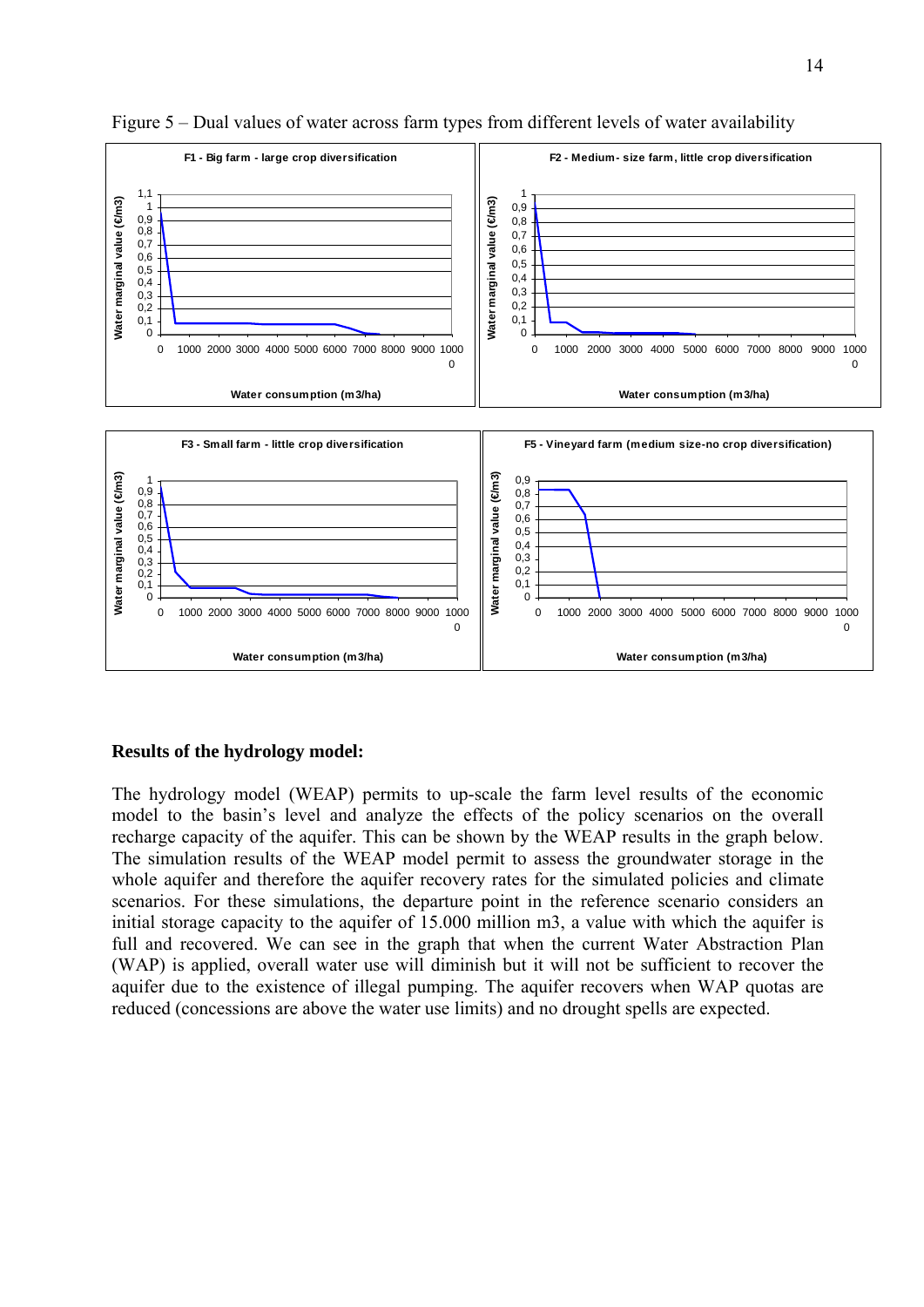Figure 5 – Dual values of water across farm types from different levels of water availability

**Results of the hydrology model:**

The hydrology model (WEAP) permits to up-scale the farm level results of the economic model to the basin's level and analyze the effects of the policy scenarios on the overall recharge capacity of the aquifer. This can be shown by the WEAP results in the graph below. The simulation results of the WEAP model permit to assess the groundwater storage in the whole aquifer and therefore the aquifer recovery rates for the simulated policies and climate scenarios. For these simulations, the departure point in the reference scenario considers an initial storage capacity to the aquifer of 15.000 million m3, a value with which the aquifer is full and recovered. We can see in the graph that when the current Water Abstraction Plan (WAP) is applied, overall water use will diminish but it will not be sufficient to recover the aquifer due to the existence of illegal pumping. The aquifer recovers when WAP quotas are reduced (concessions are above the water use limits) and no drought spells are expected.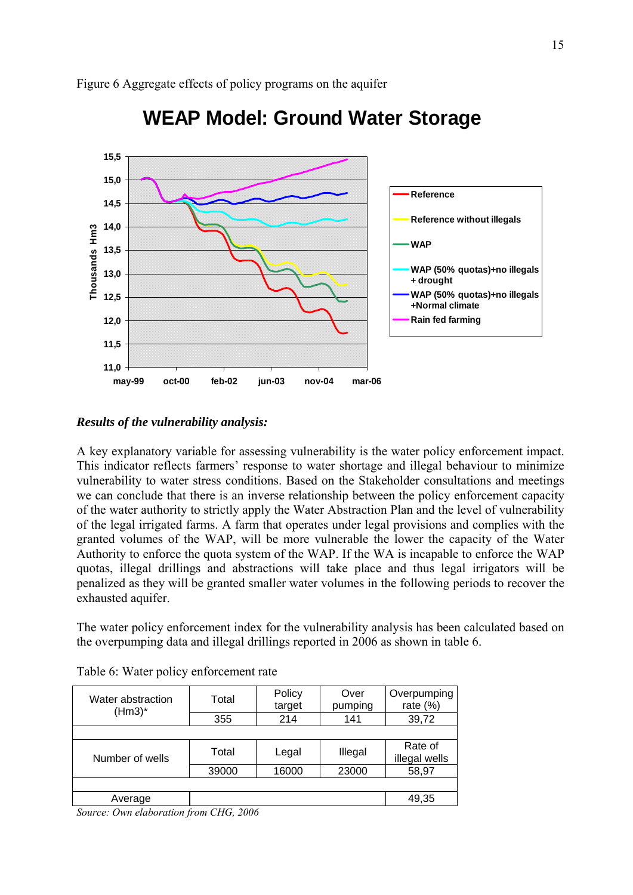Figure 6 Aggregate effects of policy programs on the aquifer

***Results of the vulnerability analysis:***

A key explanatory variable for assessing vulnerability is the water policy enforcement impact. This indicator reflects farmers' response to water shortage and illegal behaviour to minimize vulnerability to water stress conditions. Based on the Stakeholder consultations and meetings we can conclude that there is an inverse relationship between the policy enforcement capacity of the water authority to strictly apply the Water Abstraction Plan and the level of vulnerability of the legal irrigated farms. A farm that operates under legal provisions and complies with the granted volumes of the WAP, will be more vulnerable the lower the capacity of the Water Authority to enforce the quota system of the WAP. If the WA is incapable to enforce the WAP quotas, illegal drillings and abstractions will take place and thus legal irrigators will be penalized as they will be granted smaller water volumes in the following periods to recover the exhausted aquifer.

The water policy enforcement index for the vulnerability analysis has been calculated based on the overpumping data and illegal drillings reported in 2006 as shown in table 6.

Table 6: Water policy enforcement rate

| Water abstraction (Hm3)* | Total | Policy target | Over pumping | Overpumping rate (%) |
|---|---|---|---|---|
| | 355 | 214 | 141 | 39,72 |
| | | | | |
| Number of wells | Total | Legal | Illegal | Rate of illegal wells |
| | 39000 | 16000 | 23000 | 58,97 |
| | | | | |
| Average | | | | 49,35 |

*Source: Own elaboration from CHG, 2006*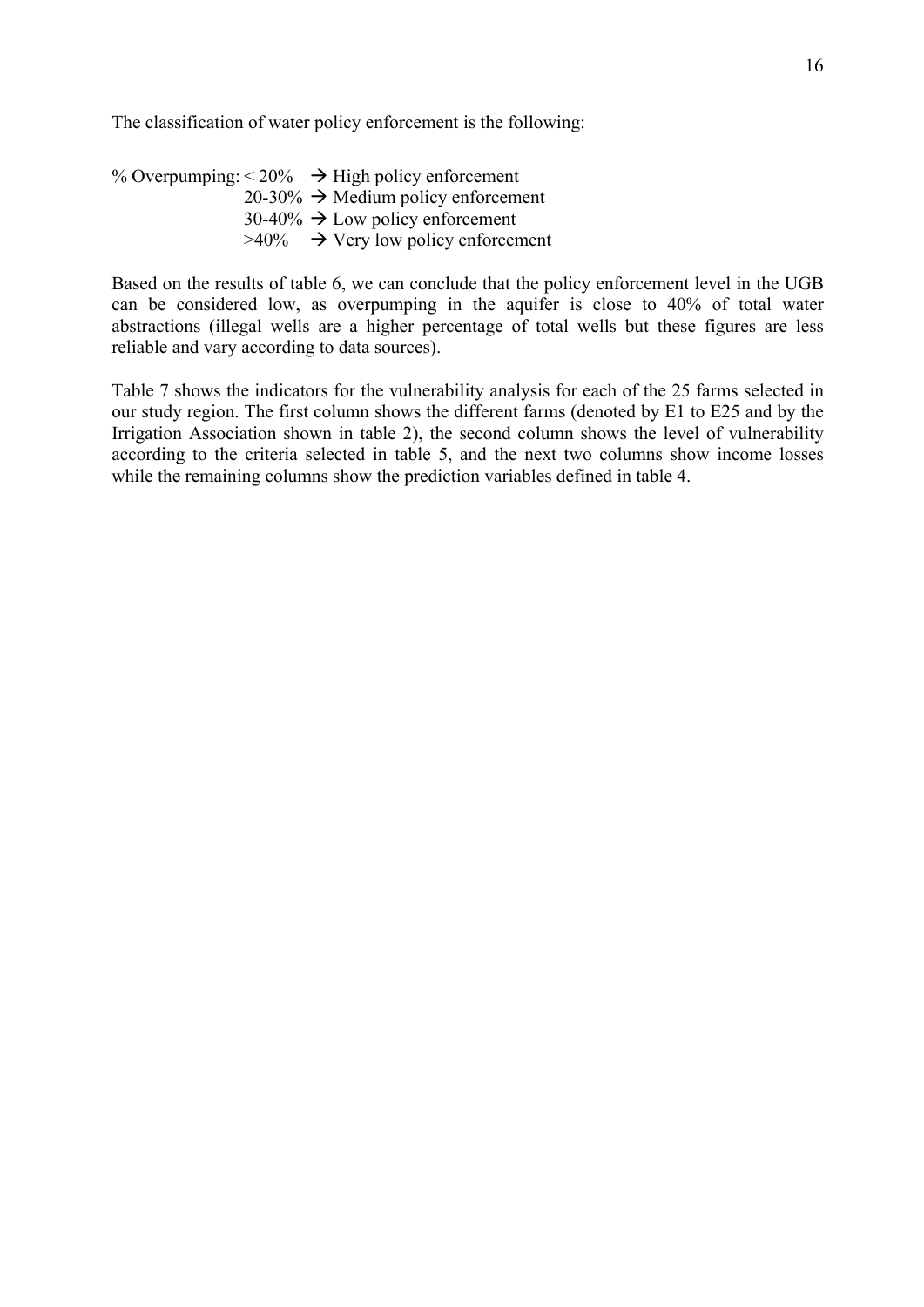The classification of water policy enforcement is the following:

% Overpumping: < 20% → High policy enforcement
20-30% → Medium policy enforcement
30-40% → Low policy enforcement
>40% → Very low policy enforcement

Based on the results of table 6, we can conclude that the policy enforcement level in the UGB can be considered low, as overpumping in the aquifer is close to 40% of total water abstractions (illegal wells are a higher percentage of total wells but these figures are less reliable and vary according to data sources).

Table 7 shows the indicators for the vulnerability analysis for each of the 25 farms selected in our study region. The first column shows the different farms (denoted by E1 to E25 and by the Irrigation Association shown in table 2), the second column shows the level of vulnerability according to the criteria selected in table 5, and the next two columns show income losses while the remaining columns show the prediction variables defined in table 4.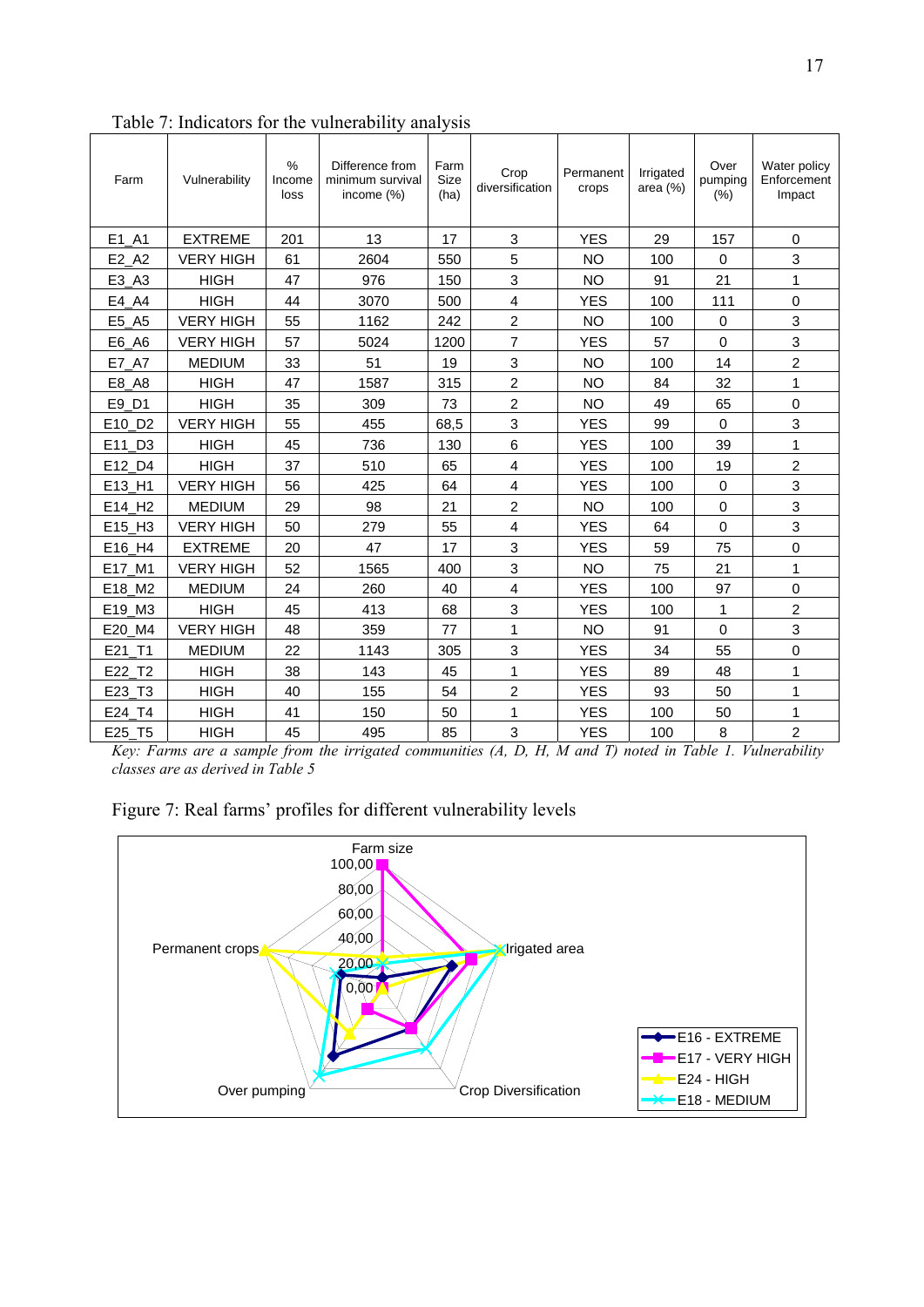Table 7: Indicators for the vulnerability analysis

| Farm | Vulnerability | % Income loss | Difference from minimum survival income (%) | Farm Size (ha) | Crop diversification | Permanent crops | Irrigated area (%) | Over pumping (%) | Water policy Enforcement Impact |
|---|---|---|---|---|---|---|---|---|---|
| E1_A1 | EXTREME | 201 | 13 | 17 | 3 | YES | 29 | 157 | 0 |
| E2_A2 | VERY HIGH | 61 | 2604 | 550 | 5 | NO | 100 | 0 | 3 |
| E3_A3 | HIGH | 47 | 976 | 150 | 3 | NO | 91 | 21 | 1 |
| E4_A4 | HIGH | 44 | 3070 | 500 | 4 | YES | 100 | 111 | 0 |
| E5_A5 | VERY HIGH | 55 | 1162 | 242 | 2 | NO | 100 | 0 | 3 |
| E6_A6 | VERY HIGH | 57 | 5024 | 1200 | 7 | YES | 57 | 0 | 3 |
| E7_A7 | MEDIUM | 33 | 51 | 19 | 3 | NO | 100 | 14 | 2 |
| E8_A8 | HIGH | 47 | 1587 | 315 | 2 | NO | 84 | 32 | 1 |
| E9_D1 | HIGH | 35 | 309 | 73 | 2 | NO | 49 | 65 | 0 |
| E10_D2 | VERY HIGH | 55 | 455 | 68,5 | 3 | YES | 99 | 0 | 3 |
| E11_D3 | HIGH | 45 | 736 | 130 | 6 | YES | 100 | 39 | 1 |
| E12_D4 | HIGH | 37 | 510 | 65 | 4 | YES | 100 | 19 | 2 |
| E13_H1 | VERY HIGH | 56 | 425 | 64 | 4 | YES | 100 | 0 | 3 |
| E14_H2 | MEDIUM | 29 | 98 | 21 | 2 | NO | 100 | 0 | 3 |
| E15_H3 | VERY HIGH | 50 | 279 | 55 | 4 | YES | 64 | 0 | 3 |
| E16_H4 | EXTREME | 20 | 47 | 17 | 3 | YES | 59 | 75 | 0 |
| E17_M1 | VERY HIGH | 52 | 1565 | 400 | 3 | NO | 75 | 21 | 1 |
| E18_M2 | MEDIUM | 24 | 260 | 40 | 4 | YES | 100 | 97 | 0 |
| E19_M3 | HIGH | 45 | 413 | 68 | 3 | YES | 100 | 1 | 2 |
| E20_M4 | VERY HIGH | 48 | 359 | 77 | 1 | NO | 91 | 0 | 3 |
| E21_T1 | MEDIUM | 22 | 1143 | 305 | 3 | YES | 34 | 55 | 0 |
| E22_T2 | HIGH | 38 | 143 | 45 | 1 | YES | 89 | 48 | 1 |
| E23_T3 | HIGH | 40 | 155 | 54 | 2 | YES | 93 | 50 | 1 |
| E24_T4 | HIGH | 41 | 150 | 50 | 1 | YES | 100 | 50 | 1 |
| E25_T5 | HIGH | 45 | 495 | 85 | 3 | YES | 100 | 8 | 2 |

*Key: Farms are a sample from the irrigated communities (A, D, H, M and T) noted in Table 1. Vulnerability classes are as derived in Table 5*

Figure 7: Real farms' profiles for different vulnerability levels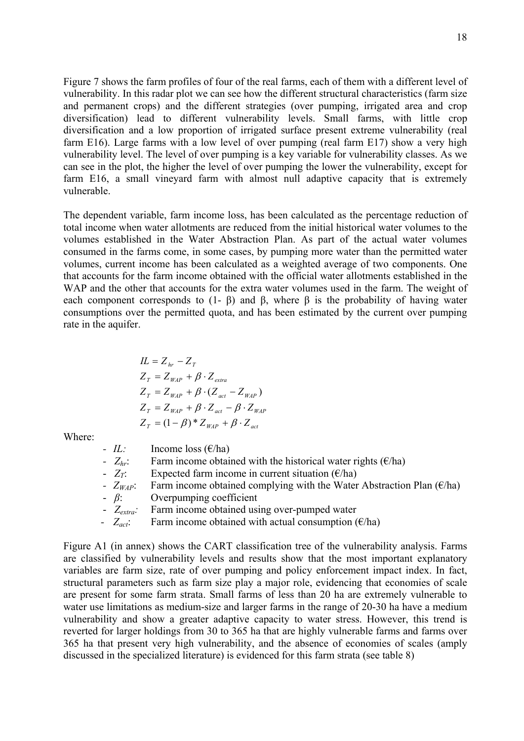Figure 7 shows the farm profiles of four of the real farms, each of them with a different level of vulnerability. In this radar plot we can see how the different structural characteristics (farm size and permanent crops) and the different strategies (over pumping, irrigated area and crop diversification) lead to different vulnerability levels. Small farms, with little crop diversification and a low proportion of irrigated surface present extreme vulnerability (real farm E16). Large farms with a low level of over pumping (real farm E17) show a very high vulnerability level. The level of over pumping is a key variable for vulnerability classes. As we can see in the plot, the higher the level of over pumping the lower the vulnerability, except for farm E16, a small vineyard farm with almost null adaptive capacity that is extremely vulnerable.

The dependent variable, farm income loss, has been calculated as the percentage reduction of total income when water allotments are reduced from the initial historical water volumes to the volumes established in the Water Abstraction Plan. As part of the actual water volumes consumed in the farms come, in some cases, by pumping more water than the permitted water volumes, current income has been calculated as a weighted average of two components. One that accounts for the farm income obtained with the official water allotments established in the WAP and the other that accounts for the extra water volumes used in the farm. The weight of each component corresponds to (1- β) and β, where β is the probability of having water consumptions over the permitted quota, and has been estimated by the current over pumping rate in the aquifer.

$$IL = Z_{hr} - Z_T$$

$$Z_T = Z_{WAP} + \beta \cdot Z_{extra}$$

$$Z_T = Z_{WAP} + \beta \cdot (Z_{act} - Z_{WAP})$$

$$Z_T = Z_{WAP} + \beta \cdot Z_{act} - \beta \cdot Z_{WAP}$$

$$Z_T = (1 - \beta) * Z_{WAP} + \beta \cdot Z_{act}$$

Where:

- $IL$: Income loss (€/ha)
- $Z_{hr}$: Farm income obtained with the historical water rights (€/ha)
- $Z_T$: Expected farm income in current situation (€/ha)
- $Z_{WAP}$: Farm income obtained complying with the Water Abstraction Plan (€/ha)
- $\beta$: Overpumping coefficient
- $Z_{extra}$: Farm income obtained using over-pumped water
- $Z_{act}$: Farm income obtained with actual consumption (€/ha)

Figure A1 (in annex) shows the CART classification tree of the vulnerability analysis. Farms are classified by vulnerability levels and results show that the most important explanatory variables are farm size, rate of over pumping and policy enforcement impact index. In fact, structural parameters such as farm size play a major role, evidencing that economies of scale are present for some farm strata. Small farms of less than 20 ha are extremely vulnerable to water use limitations as medium-size and larger farms in the range of 20-30 ha have a medium vulnerability and show a greater adaptive capacity to water stress. However, this trend is reverted for larger holdings from 30 to 365 ha that are highly vulnerable farms and farms over 365 ha that present very high vulnerability, and the absence of economies of scales (amply discussed in the specialized literature) is evidenced for this farm strata (see table 8)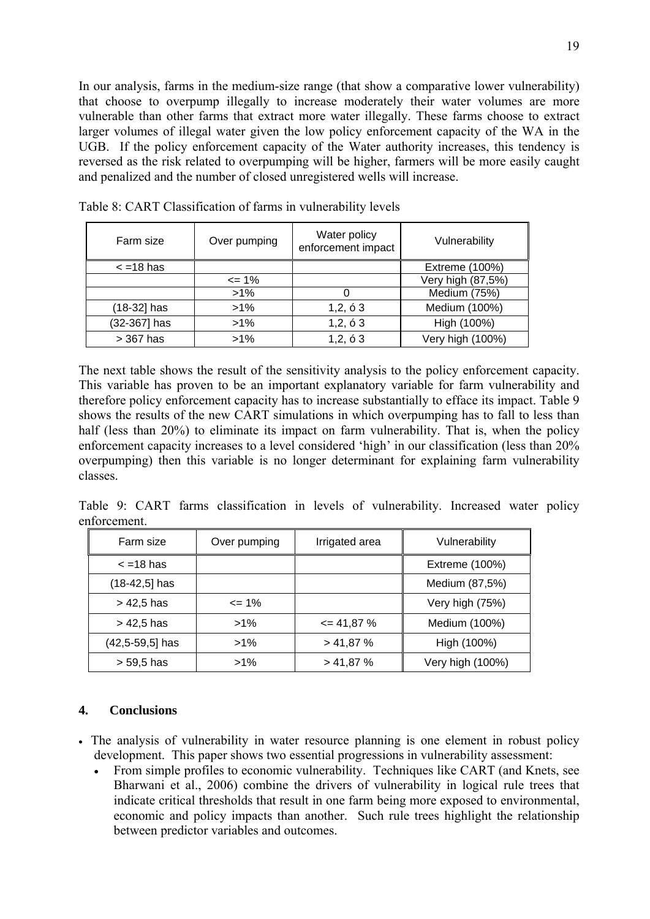In our analysis, farms in the medium-size range (that show a comparative lower vulnerability) that choose to overpump illegally to increase moderately their water volumes are more vulnerable than other farms that extract more water illegally. These farms choose to extract larger volumes of illegal water given the low policy enforcement capacity of the WA in the UGB. If the policy enforcement capacity of the Water authority increases, this tendency is reversed as the risk related to overpumping will be higher, farmers will be more easily caught and penalized and the number of closed unregistered wells will increase.

Table 8: CART Classification of farms in vulnerability levels

| Farm size | Over pumping | Water policy enforcement impact | Vulnerability |
|---|---|---|---|
| < =18 has | | | Extreme (100%) |
| | <= 1% | | Very high (87,5%) |
| | >1% | 0 | Medium (75%) |
| (18-32] has | >1% | 1,2, ó 3 | Medium (100%) |
| (32-367] has | >1% | 1,2, ó 3 | High (100%) |
| > 367 has | >1% | 1,2, ó 3 | Very high (100%) |

The next table shows the result of the sensitivity analysis to the policy enforcement capacity. This variable has proven to be an important explanatory variable for farm vulnerability and therefore policy enforcement capacity has to increase substantially to efface its impact. Table 9 shows the results of the new CART simulations in which overpumping has to fall to less than half (less than 20%) to eliminate its impact on farm vulnerability. That is, when the policy enforcement capacity increases to a level considered 'high' in our classification (less than 20% overpumping) then this variable is no longer determinant for explaining farm vulnerability classes.

Table 9: CART farms classification in levels of vulnerability. Increased water policy enforcement.

| Farm size | Over pumping | Irrigated area | Vulnerability |
|---|---|---|---|
| < =18 has | | | Extreme (100%) |
| (18-42,5] has | | | Medium (87,5%) |
| > 42,5 has | <= 1% | | Very high (75%) |
| > 42,5 has | >1% | <= 41,87 % | Medium (100%) |
| (42,5-59,5] has | >1% | > 41,87 % | High (100%) |
| > 59,5 has | >1% | > 41,87 % | Very high (100%) |

## 4. Conclusions

- The analysis of vulnerability in water resource planning is one element in robust policy development. This paper shows two essential progressions in vulnerability assessment:
  - From simple profiles to economic vulnerability. Techniques like CART (and Knets, see Bharwani et al., 2006) combine the drivers of vulnerability in logical rule trees that indicate critical thresholds that result in one farm being more exposed to environmental, economic and policy impacts than another. Such rule trees highlight the relationship between predictor variables and outcomes.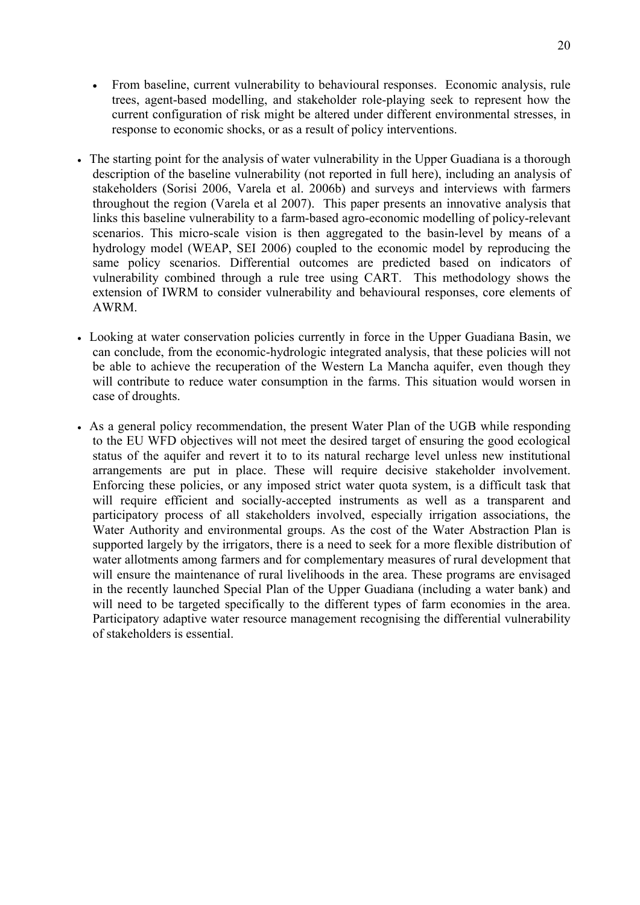- From baseline, current vulnerability to behavioural responses. Economic analysis, rule trees, agent-based modelling, and stakeholder role-playing seek to represent how the current configuration of risk might be altered under different environmental stresses, in response to economic shocks, or as a result of policy interventions.

- The starting point for the analysis of water vulnerability in the Upper Guadiana is a thorough description of the baseline vulnerability (not reported in full here), including an analysis of stakeholders (Sorisi 2006, Varela et al. 2006b) and surveys and interviews with farmers throughout the region (Varela et al 2007). This paper presents an innovative analysis that links this baseline vulnerability to a farm-based agro-economic modelling of policy-relevant scenarios. This micro-scale vision is then aggregated to the basin-level by means of a hydrology model (WEAP, SEI 2006) coupled to the economic model by reproducing the same policy scenarios. Differential outcomes are predicted based on indicators of vulnerability combined through a rule tree using CART. This methodology shows the extension of IWRM to consider vulnerability and behavioural responses, core elements of AWRM.

- Looking at water conservation policies currently in force in the Upper Guadiana Basin, we can conclude, from the economic-hydrologic integrated analysis, that these policies will not be able to achieve the recuperation of the Western La Mancha aquifer, even though they will contribute to reduce water consumption in the farms. This situation would worsen in case of droughts.

- As a general policy recommendation, the present Water Plan of the UGB while responding to the EU WFD objectives will not meet the desired target of ensuring the good ecological status of the aquifer and revert it to to its natural recharge level unless new institutional arrangements are put in place. These will require decisive stakeholder involvement. Enforcing these policies, or any imposed strict water quota system, is a difficult task that will require efficient and socially-accepted instruments as well as a transparent and participatory process of all stakeholders involved, especially irrigation associations, the Water Authority and environmental groups. As the cost of the Water Abstraction Plan is supported largely by the irrigators, there is a need to seek for a more flexible distribution of water allotments among farmers and for complementary measures of rural development that will ensure the maintenance of rural livelihoods in the area. These programs are envisaged in the recently launched Special Plan of the Upper Guadiana (including a water bank) and will need to be targeted specifically to the different types of farm economies in the area. Participatory adaptive water resource management recognising the differential vulnerability of stakeholders is essential.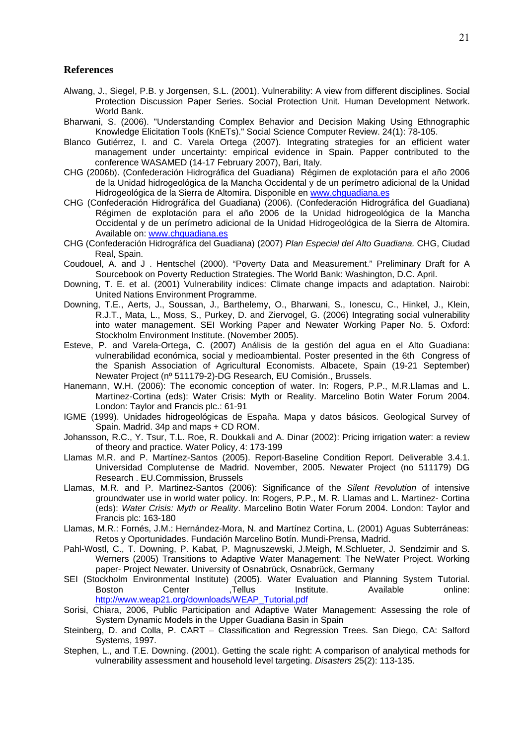## References

Alwang, J., Siegel, P.B. y Jorgensen, S.L. (2001). Vulnerability: A view from different disciplines. Social Protection Discussion Paper Series. Social Protection Unit. Human Development Network. World Bank.

Bharwani, S. (2006). "Understanding Complex Behavior and Decision Making Using Ethnographic Knowledge Elicitation Tools (KnETs)." Social Science Computer Review. 24(1): 78-105.

Blanco Gutiérrez, I. and C. Varela Ortega (2007). Integrating strategies for an efficient water management under uncertainty: empirical evidence in Spain. Papper contributed to the conference WASAMED (14-17 February 2007), Bari, Italy.

CHG (2006b). (Confederación Hidrográfica del Guadiana) Régimen de explotación para el año 2006 de la Unidad hidrogeológica de la Mancha Occidental y de un perímetro adicional de la Unidad Hidrogeológica de la Sierra de Altomira. Disponible en www.chguadiana.es

CHG (Confederación Hidrográfica del Guadiana) (2006). (Confederación Hidrográfica del Guadiana) Régimen de explotación para el año 2006 de la Unidad hidrogeológica de la Mancha Occidental y de un perímetro adicional de la Unidad Hidrogeológica de la Sierra de Altomira. Available on: www.chguadiana.es

CHG (Confederación Hidrográfica del Guadiana) (2007) *Plan Especial del Alto Guadiana.* CHG, Ciudad Real, Spain.

Coudouel, A. and J . Hentschel (2000). "Poverty Data and Measurement." Preliminary Draft for A Sourcebook on Poverty Reduction Strategies. The World Bank: Washington, D.C. April.

Downing, T. E. et al. (2001) Vulnerability indices: Climate change impacts and adaptation. Nairobi: United Nations Environment Programme.

Downing, T.E., Aerts, J., Soussan, J., Barthelemy, O., Bharwani, S., Ionescu, C., Hinkel, J., Klein, R.J.T., Mata, L., Moss, S., Purkey, D. and Ziervogel, G. (2006) Integrating social vulnerability into water management. SEI Working Paper and Newater Working Paper No. 5. Oxford: Stockholm Environment Institute. (November 2005).

Esteve, P. and Varela-Ortega, C. (2007) Análisis de la gestión del agua en el Alto Guadiana: vulnerabilidad económica, social y medioambiental. Poster presented in the 6th Congress of the Spanish Association of Agricultural Economists. Albacete, Spain (19-21 September) Newater Project (nº 511179-2)-DG Research, EU Comisión., Brussels.

Hanemann, W.H. (2006): The economic conception of water. In: Rogers, P.P., M.R.Llamas and L. Martinez-Cortina (eds): Water Crisis: Myth or Reality. Marcelino Botin Water Forum 2004. London: Taylor and Francis plc.: 61-91

IGME (1999). Unidades hidrogeológicas de España. Mapa y datos básicos. Geological Survey of Spain. Madrid. 34p and maps + CD ROM.

Johansson, R.C., Y. Tsur, T.L. Roe, R. Doukkali and A. Dinar (2002): Pricing irrigation water: a review of theory and practice. Water Policy, 4: 173-199

Llamas M.R. and P. Martínez-Santos (2005). Report-Baseline Condition Report. Deliverable 3.4.1. Universidad Complutense de Madrid. November, 2005. Newater Project (no 511179) DG Research . EU.Commission, Brussels

Llamas, M.R. and P. Martinez-Santos (2006): Significance of the *Silent Revolution* of intensive groundwater use in world water policy. In: Rogers, P.P., M. R. Llamas and L. Martinez- Cortina (eds): *Water Crisis: Myth or Reality*. Marcelino Botin Water Forum 2004. London: Taylor and Francis plc: 163-180

Llamas, M.R.: Fornés, J.M.: Hernández-Mora, N. and Martínez Cortina, L. (2001) Aguas Subterráneas: Retos y Oportunidades. Fundación Marcelino Botín. Mundi-Prensa, Madrid.

Pahl-Wostl, C., T. Downing, P. Kabat, P. Magnuszewski, J.Meigh, M.Schlueter, J. Sendzimir and S. Werners (2005) Transitions to Adaptive Water Management: The NeWater Project. Working paper- Project Newater. University of Osnabrück, Osnabrück, Germany

SEI (Stockholm Environmental Institute) (2005). Water Evaluation and Planning System Tutorial. Boston Center ,Tellus Institute. Available online: http://www.weap21.org/downloads/WEAP_Tutorial.pdf

Sorisi, Chiara, 2006, Public Participation and Adaptive Water Management: Assessing the role of System Dynamic Models in the Upper Guadiana Basin in Spain

Steinberg, D. and Colla, P. CART – Classification and Regression Trees. San Diego, CA: Salford Systems, 1997.

Stephen, L., and T.E. Downing. (2001). Getting the scale right: A comparison of analytical methods for vulnerability assessment and household level targeting. *Disasters* 25(2): 113-135.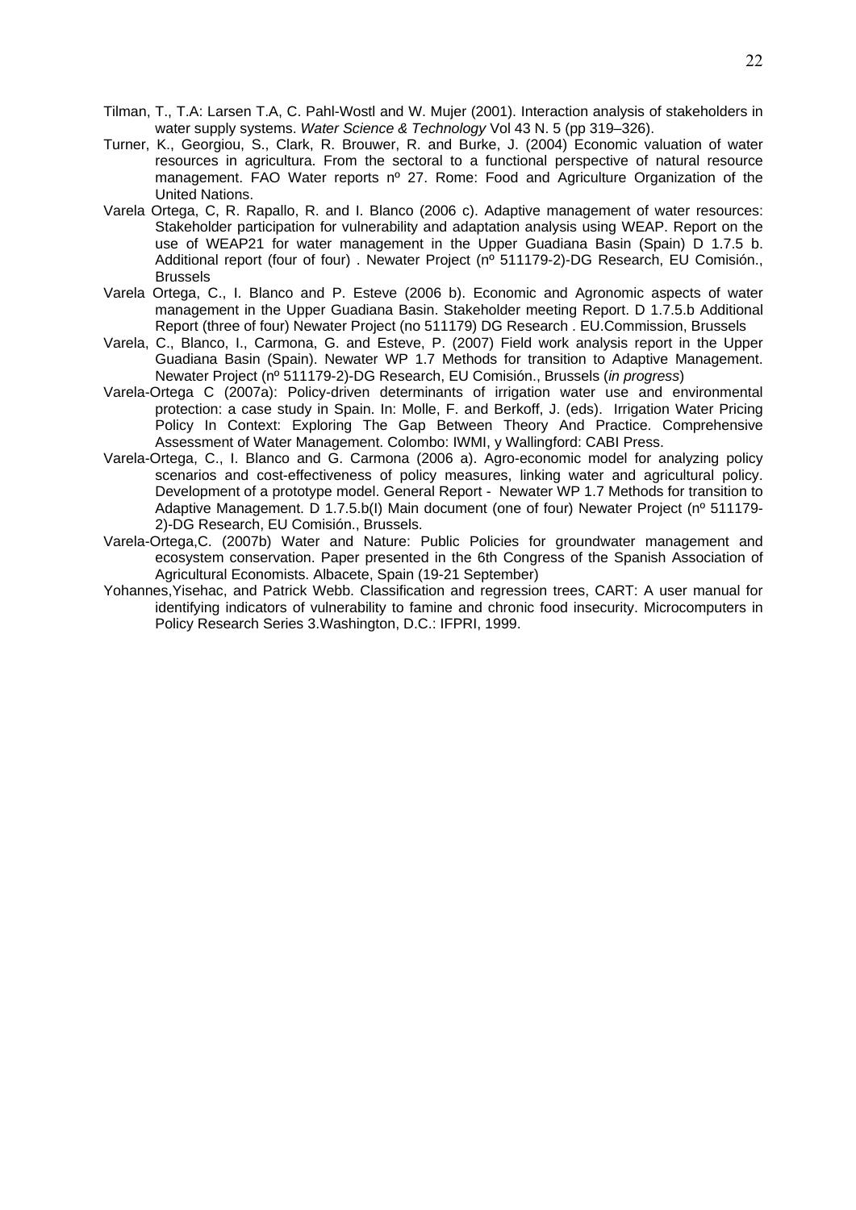Tilman, T., T.A: Larsen T.A, C. Pahl-Wostl and W. Mujer (2001). Interaction analysis of stakeholders in water supply systems. *Water Science & Technology* Vol 43 N. 5 (pp 319–326).

Turner, K., Georgiou, S., Clark, R. Brouwer, R. and Burke, J. (2004) Economic valuation of water resources in agricultura. From the sectoral to a functional perspective of natural resource management. FAO Water reports nº 27. Rome: Food and Agriculture Organization of the United Nations.

Varela Ortega, C, R. Rapallo, R. and I. Blanco (2006 c). Adaptive management of water resources: Stakeholder participation for vulnerability and adaptation analysis using WEAP. Report on the use of WEAP21 for water management in the Upper Guadiana Basin (Spain) D 1.7.5 b. Additional report (four of four) . Newater Project (nº 511179-2)-DG Research, EU Comisión., Brussels

Varela Ortega, C., I. Blanco and P. Esteve (2006 b). Economic and Agronomic aspects of water management in the Upper Guadiana Basin. Stakeholder meeting Report. D 1.7.5.b Additional Report (three of four) Newater Project (no 511179) DG Research . EU.Commission, Brussels

Varela, C., Blanco, I., Carmona, G. and Esteve, P. (2007) Field work analysis report in the Upper Guadiana Basin (Spain). Newater WP 1.7 Methods for transition to Adaptive Management. Newater Project (nº 511179-2)-DG Research, EU Comisión., Brussels (*in progress*)

Varela-Ortega C (2007a): Policy-driven determinants of irrigation water use and environmental protection: a case study in Spain. In: Molle, F. and Berkoff, J. (eds). Irrigation Water Pricing Policy In Context: Exploring The Gap Between Theory And Practice. Comprehensive Assessment of Water Management. Colombo: IWMI, y Wallingford: CABI Press.

Varela-Ortega, C., I. Blanco and G. Carmona (2006 a). Agro-economic model for analyzing policy scenarios and cost-effectiveness of policy measures, linking water and agricultural policy. Development of a prototype model. General Report - Newater WP 1.7 Methods for transition to Adaptive Management. D 1.7.5.b(I) Main document (one of four) Newater Project (nº 511179-2)-DG Research, EU Comisión., Brussels.

Varela-Ortega,C. (2007b) Water and Nature: Public Policies for groundwater management and ecosystem conservation. Paper presented in the 6th Congress of the Spanish Association of Agricultural Economists. Albacete, Spain (19-21 September)

Yohannes,Yisehac, and Patrick Webb. Classification and regression trees, CART: A user manual for identifying indicators of vulnerability to famine and chronic food insecurity. Microcomputers in Policy Research Series 3.Washington, D.C.: IFPRI, 1999.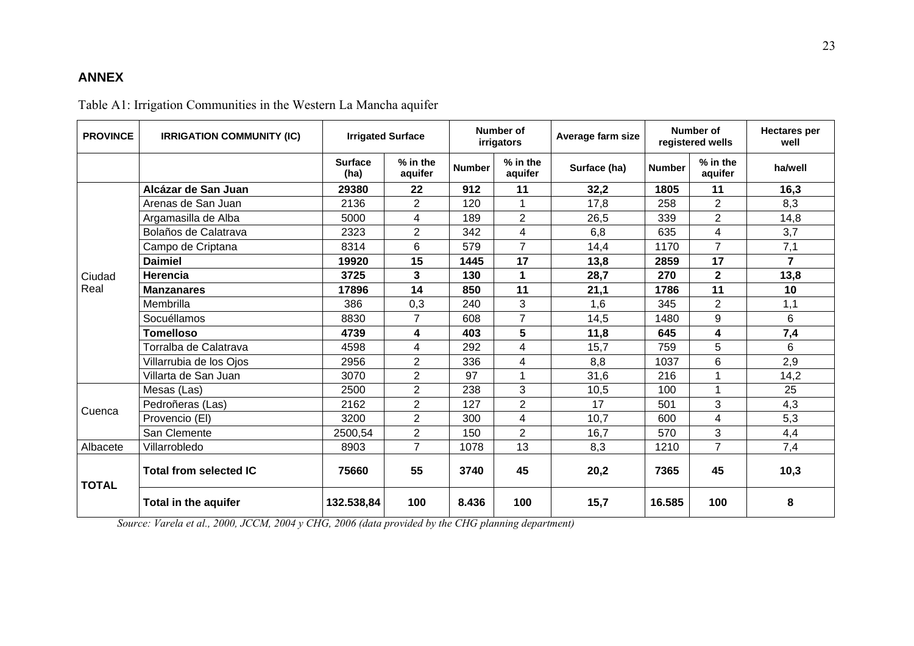## ANNEX

Table A1: Irrigation Communities in the Western La Mancha aquifer

| PROVINCE | IRRIGATION COMMUNITY (IC) | Irrigated Surface | | Number of irrigators | | Average farm size | Number of registered wells | | Hectares per well |
|---|---|---|---|---|---|---|---|---|---|
| | | Surface (ha) | % in the aquifer | Number | % in the aquifer | Surface (ha) | Number | % in the aquifer | ha/well |
| Ciudad Real | **Alcázar de San Juan** | **29380** | **22** | **912** | **11** | **32,2** | **1805** | **11** | **16,3** |
| | Arenas de San Juan | 2136 | 2 | 120 | 1 | 17,8 | 258 | 2 | 8,3 |
| | Argamasilla de Alba | 5000 | 4 | 189 | 2 | 26,5 | 339 | 2 | 14,8 |
| | Bolaños de Calatrava | 2323 | 2 | 342 | 4 | 6,8 | 635 | 4 | 3,7 |
| | Campo de Criptana | 8314 | 6 | 579 | 7 | 14,4 | 1170 | 7 | 7,1 |
| | **Daimiel** | **19920** | **15** | **1445** | **17** | **13,8** | **2859** | **17** | **7** |
| | **Herencia** | **3725** | **3** | **130** | **1** | **28,7** | **270** | **2** | **13,8** |
| | **Manzanares** | **17896** | **14** | **850** | **11** | **21,1** | **1786** | **11** | **10** |
| | Membrilla | 386 | 0,3 | 240 | 3 | 1,6 | 345 | 2 | 1,1 |
| | Socuéllamos | 8830 | 7 | 608 | 7 | 14,5 | 1480 | 9 | 6 |
| | **Tomelloso** | **4739** | **4** | **403** | **5** | **11,8** | **645** | **4** | **7,4** |
| | Torralba de Calatrava | 4598 | 4 | 292 | 4 | 15,7 | 759 | 5 | 6 |
| | Villarrubia de los Ojos | 2956 | 2 | 336 | 4 | 8,8 | 1037 | 6 | 2,9 |
| | Villarta de San Juan | 3070 | 2 | 97 | 1 | 31,6 | 216 | 1 | 14,2 |
| Cuenca | Mesas (Las) | 2500 | 2 | 238 | 3 | 10,5 | 100 | 1 | 25 |
| | Pedroñeras (Las) | 2162 | 2 | 127 | 2 | 17 | 501 | 3 | 4,3 |
| | Provencio (El) | 3200 | 2 | 300 | 4 | 10,7 | 600 | 4 | 5,3 |
| | San Clemente | 2500,54 | 2 | 150 | 2 | 16,7 | 570 | 3 | 4,4 |
| Albacete | Villarrobledo | 8903 | 7 | 1078 | 13 | 8,3 | 1210 | 7 | 7,4 |
| **TOTAL** | **Total from selected IC** | **75660** | **55** | **3740** | **45** | **20,2** | **7365** | **45** | **10,3** |
| | **Total in the aquifer** | **132.538,84** | **100** | **8.436** | **100** | **15,7** | **16.585** | **100** | **8** |

*Source: Varela et al., 2000, JCCM, 2004 y CHG, 2006 (data provided by the CHG planning department)*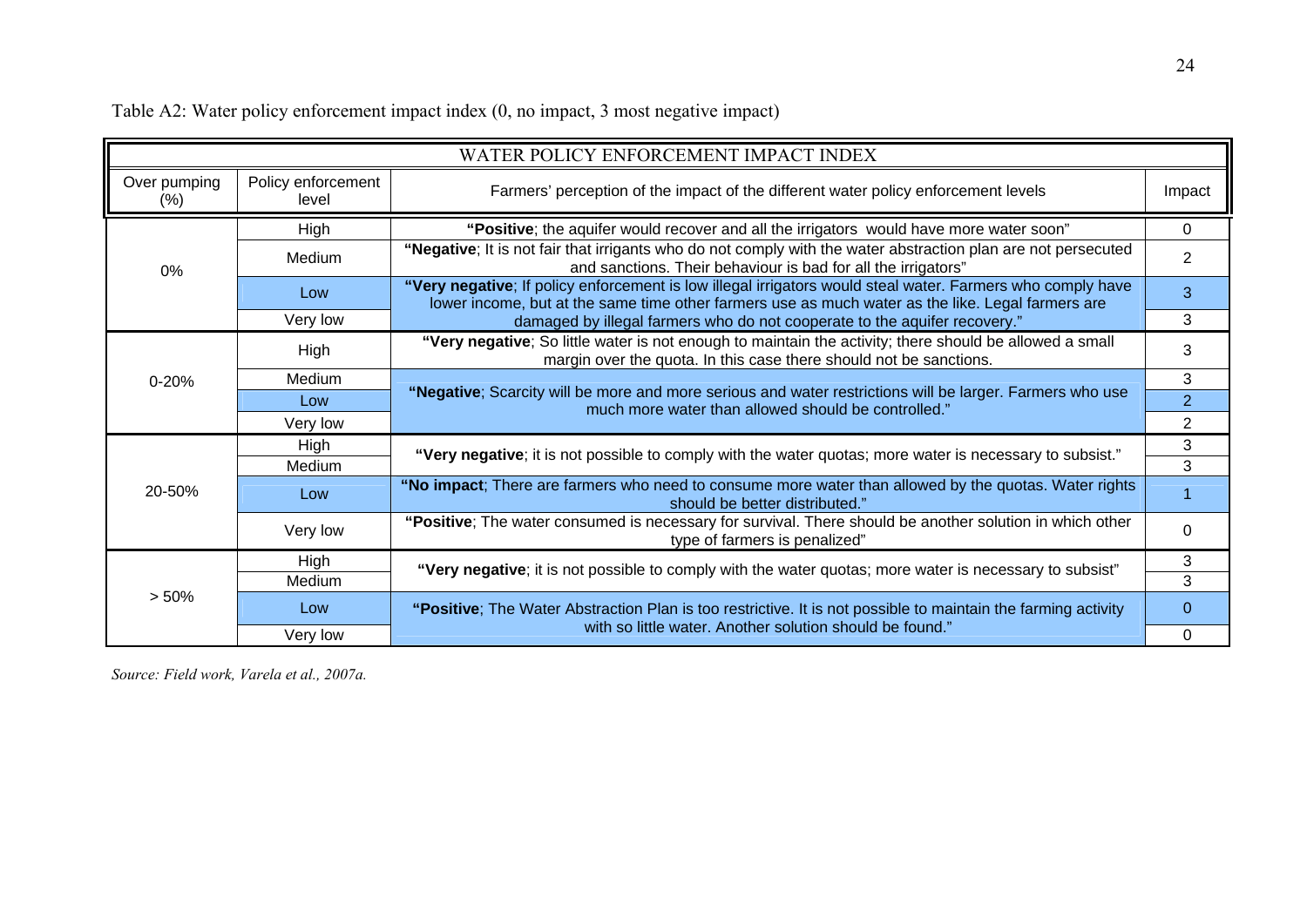Table A2: Water policy enforcement impact index (0, no impact, 3 most negative impact)

| WATER POLICY ENFORCEMENT IMPACT INDEX | | | |
|---|---|---|---|
| Over pumping (%) | Policy enforcement level | Farmers' perception of the impact of the different water policy enforcement levels | Impact |
| 0% | High | "**Positive**; the aquifer would recover and all the irrigators would have more water soon" | 0 |
| | Medium | "**Negative**; It is not fair that irrigants who do not comply with the water abstraction plan are not persecuted and sanctions. Their behaviour is bad for all the irrigators" | 2 |
| | Low | "**Very negative**; If policy enforcement is low illegal irrigators would steal water. Farmers who comply have lower income, but at the same time other farmers use as much water as the like. Legal farmers are damaged by illegal farmers who do not cooperate to the aquifer recovery." | 3 |
| | Very low | | 3 |
| 0-20% | High | "**Very negative**; So little water is not enough to maintain the activity; there should be allowed a small margin over the quota. In this case there should not be sanctions. | 3 |
| | Medium | "**Negative**; Scarcity will be more and more serious and water restrictions will be larger. Farmers who use much more water than allowed should be controlled." | 3 |
| | Low | | 2 |
| | Very low | | 2 |
| 20-50% | High | "**Very negative**; it is not possible to comply with the water quotas; more water is necessary to subsist." | 3 |
| | Medium | | 3 |
| | Low | "**No impact**; There are farmers who need to consume more water than allowed by the quotas. Water rights should be better distributed." | 1 |
| | Very low | "**Positive**; The water consumed is necessary for survival. There should be another solution in which other type of farmers is penalized" | 0 |
| > 50% | High | "**Very negative**; it is not possible to comply with the water quotas; more water is necessary to subsist" | 3 |
| | Medium | | 3 |
| | Low | "**Positive**; The Water Abstraction Plan is too restrictive. It is not possible to maintain the farming activity with so little water. Another solution should be found." | 0 |
| | Very low | | 0 |

*Source: Field work, Varela et al., 2007a.*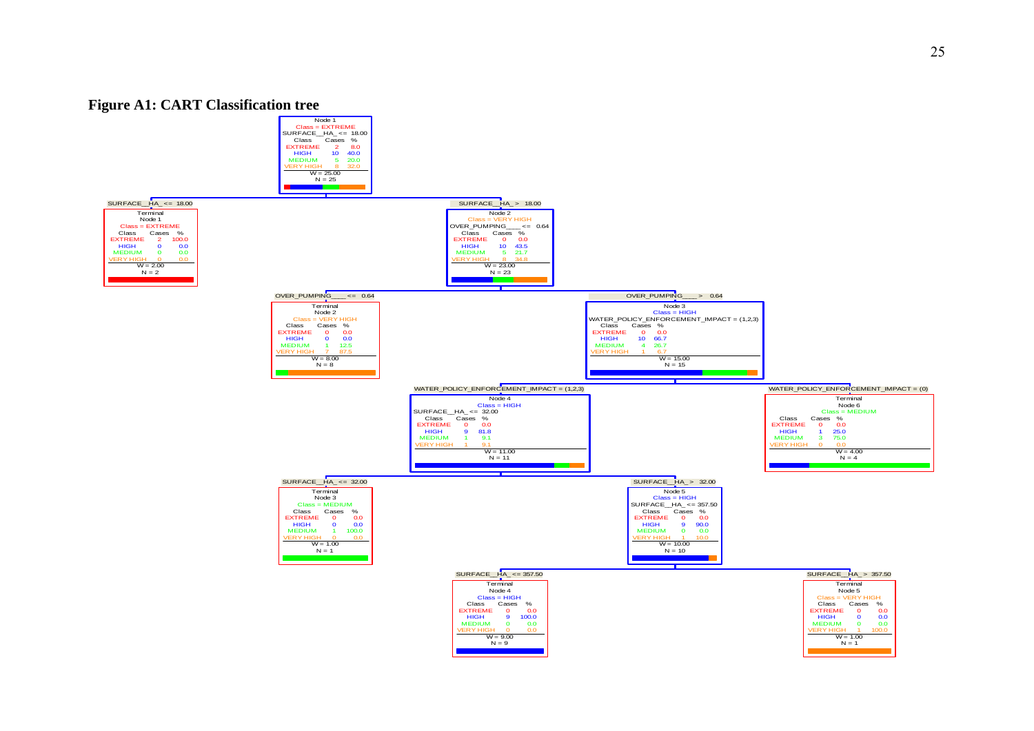**Figure A1: CART Classification tree**

Node 1
Class = EXTREME
SURFACE__HA_ <= 18.00
Class Cases %
EXTREME 2 8.0
HIGH 10 40.0
MEDIUM 5 20.0
VERY HIGH 8 32.0
W = 25.00
N = 25

SURFACE__HA_ <= 18.00

Terminal
Node 1
Class = EXTREME
Class Cases %
EXTREME 2 100.0
HIGH 0 0.0
MEDIUM 0 0.0
VERY HIGH 0 0.0
W = 2.00
N = 2

SURFACE__HA_ > 18.00

Node 2
Class = VERY HIGH
OVER_PUMPING____ <= 0.64
Class Cases %
EXTREME 0 0.0
HIGH 10 43.5
MEDIUM 5 21.7
VERY HIGH 8 34.8
W = 23.00
N = 23

OVER_PUMPING____ <= 0.64

Terminal
Node 2
Class = VERY HIGH
Class Cases %
EXTREME 0 0.0
HIGH 0 0.0
MEDIUM 1 12.5
VERY HIGH 7 87.5
W = 8.00
N = 8

OVER_PUMPING____ > 0.64

Node 3
Class = HIGH
WATER_POLICY_ENFORCEMENT_IMPACT = (1,2,3)
Class Cases %
EXTREME 0 0.0
HIGH 10 66.7
MEDIUM 4 26.7
VERY HIGH 1 6.7
W = 15.00
N = 15

WATER_POLICY_ENFORCEMENT_IMPACT = (1,2,3)

Node 4
Class = HIGH
SURFACE__HA_ <= 32.00
Class Cases %
EXTREME 0 0.0
HIGH 9 81.8
MEDIUM 1 9.1
VERY HIGH 1 9.1
W = 11.00
N = 11

WATER_POLICY_ENFORCEMENT_IMPACT = (0)

Terminal
Node 6
Class = MEDIUM
Class Cases %
EXTREME 0 0.0
HIGH 1 25.0
MEDIUM 3 75.0
VERY HIGH 0 0.0
W = 4.00
N = 4

SURFACE__HA_ <= 32.00

Terminal
Node 3
Class = MEDIUM
Class Cases %
EXTREME 0 0.0
HIGH 0 0.0
MEDIUM 1 100.0
VERY HIGH 0 0.0
W = 1.00
N = 1

SURFACE__HA_ > 32.00

Node 5
Class = HIGH
SURFACE__HA_ <= 357.50
Class Cases %
EXTREME 0 0.0
HIGH 9 90.0
MEDIUM 0 0.0
VERY HIGH 1 10.0
W = 10.00
N = 10

SURFACE__HA_ <= 357.50

Terminal
Node 4
Class = HIGH
Class Cases %
EXTREME 0 0.0
HIGH 9 100.0
MEDIUM 0 0.0
VERY HIGH 0 0.0
W = 9.00
N = 9

SURFACE__HA_ > 357.50

Terminal
Node 5
Class = VERY HIGH
Class Cases %
EXTREME 0 0.0
HIGH 0 0.0
MEDIUM 0 0.0
VERY HIGH 1 100.0
W = 1.00
N = 1